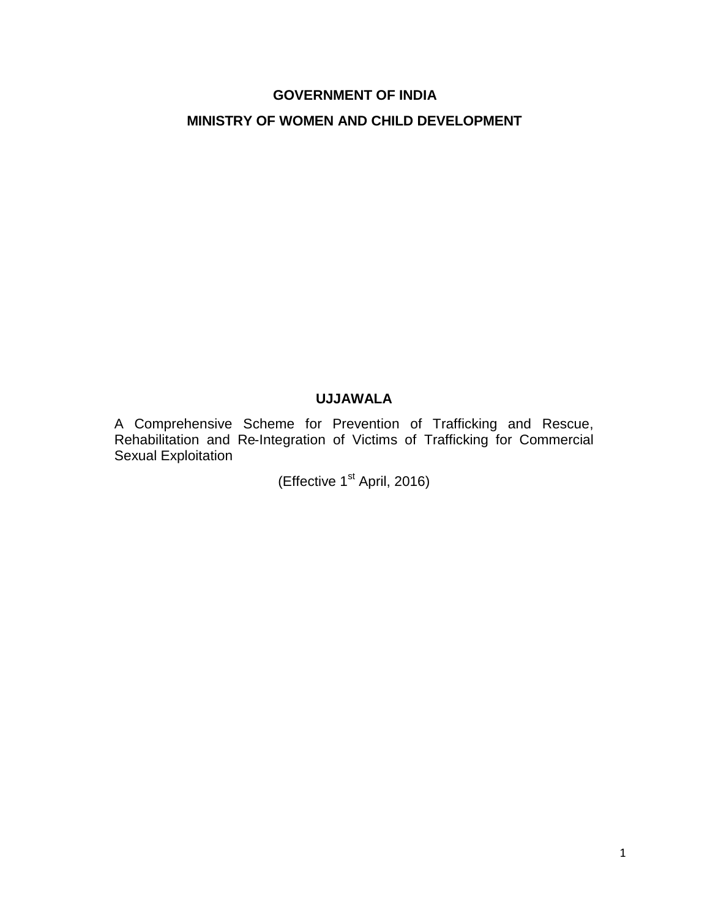**GOVERNMENT OF INDIA**

**MINISTRY OF WOMEN AND CHILD DEVELOPMENT**

# UJJAWALA

A Comprehensive Scheme for Prevention of Trafficking and Rescue, Rehabilitation and Re-Integration of Victims of Trafficking for Commercial Sexual Exploitation

(Effective 1st April, 2016)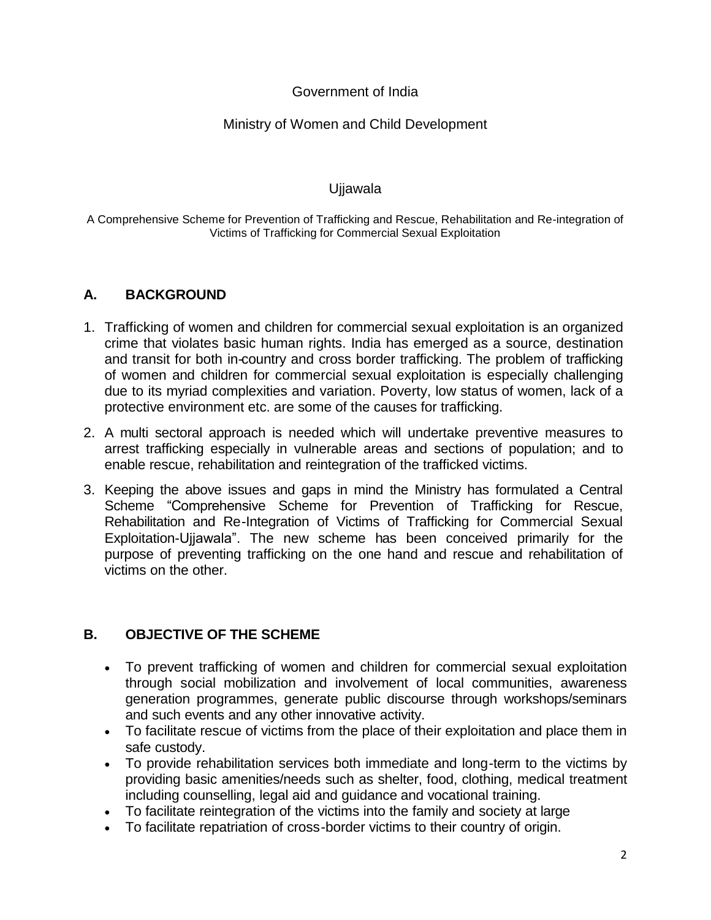Government of India

Ministry of Women and Child Development

Ujjawala

A Comprehensive Scheme for Prevention of Trafficking and Rescue, Rehabilitation and Re-integration of Victims of Trafficking for Commercial Sexual Exploitation

## A. BACKGROUND

1. Trafficking of women and children for commercial sexual exploitation is an organized crime that violates basic human rights. India has emerged as a source, destination and transit for both in-country and cross border trafficking. The problem of trafficking of women and children for commercial sexual exploitation is especially challenging due to its myriad complexities and variation. Poverty, low status of women, lack of a protective environment etc. are some of the causes for trafficking.
2. A multi sectoral approach is needed which will undertake preventive measures to arrest trafficking especially in vulnerable areas and sections of population; and to enable rescue, rehabilitation and reintegration of the trafficked victims.
3. Keeping the above issues and gaps in mind the Ministry has formulated a Central Scheme "Comprehensive Scheme for Prevention of Trafficking for Rescue, Rehabilitation and Re-Integration of Victims of Trafficking for Commercial Sexual Exploitation-Ujjawala". The new scheme has been conceived primarily for the purpose of preventing trafficking on the one hand and rescue and rehabilitation of victims on the other.

## B. OBJECTIVE OF THE SCHEME

- To prevent trafficking of women and children for commercial sexual exploitation through social mobilization and involvement of local communities, awareness generation programmes, generate public discourse through workshops/seminars and such events and any other innovative activity.
- To facilitate rescue of victims from the place of their exploitation and place them in safe custody.
- To provide rehabilitation services both immediate and long-term to the victims by providing basic amenities/needs such as shelter, food, clothing, medical treatment including counselling, legal aid and guidance and vocational training.
- To facilitate reintegration of the victims into the family and society at large
- To facilitate repatriation of cross-border victims to their country of origin.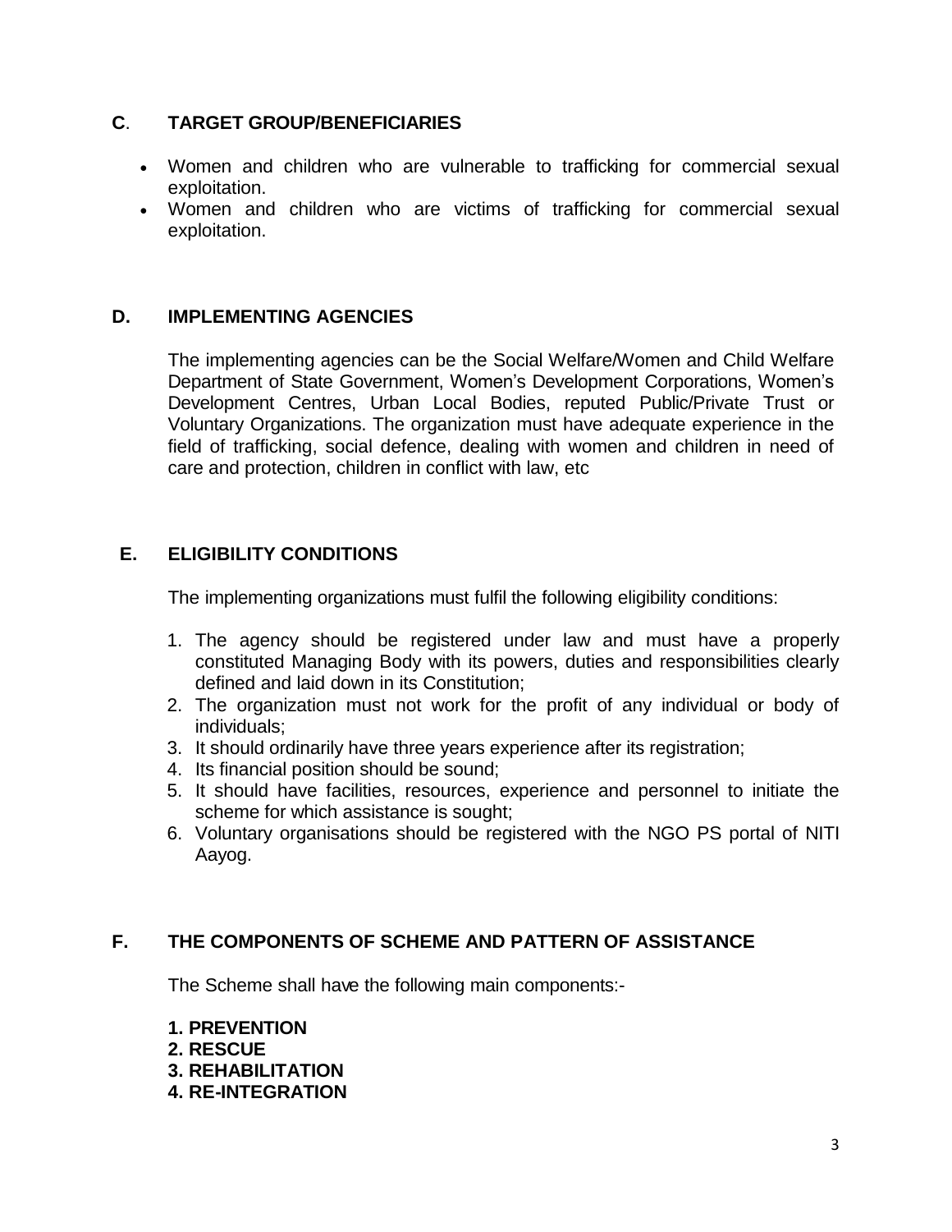## C. TARGET GROUP/BENEFICIARIES

- Women and children who are vulnerable to trafficking for commercial sexual exploitation.
- Women and children who are victims of trafficking for commercial sexual exploitation.

## D. IMPLEMENTING AGENCIES

The implementing agencies can be the Social Welfare/Women and Child Welfare Department of State Government, Women's Development Corporations, Women's Development Centres, Urban Local Bodies, reputed Public/Private Trust or Voluntary Organizations. The organization must have adequate experience in the field of trafficking, social defence, dealing with women and children in need of care and protection, children in conflict with law, etc

## E. ELIGIBILITY CONDITIONS

The implementing organizations must fulfil the following eligibility conditions:

1. The agency should be registered under law and must have a properly constituted Managing Body with its powers, duties and responsibilities clearly defined and laid down in its Constitution;
2. The organization must not work for the profit of any individual or body of individuals;
3. It should ordinarily have three years experience after its registration;
4. Its financial position should be sound;
5. It should have facilities, resources, experience and personnel to initiate the scheme for which assistance is sought;
6. Voluntary organisations should be registered with the NGO PS portal of NITI Aayog.

## F. THE COMPONENTS OF SCHEME AND PATTERN OF ASSISTANCE

The Scheme shall have the following main components:-

**1. PREVENTION**
**2. RESCUE**
**3. REHABILITATION**
**4. RE-INTEGRATION**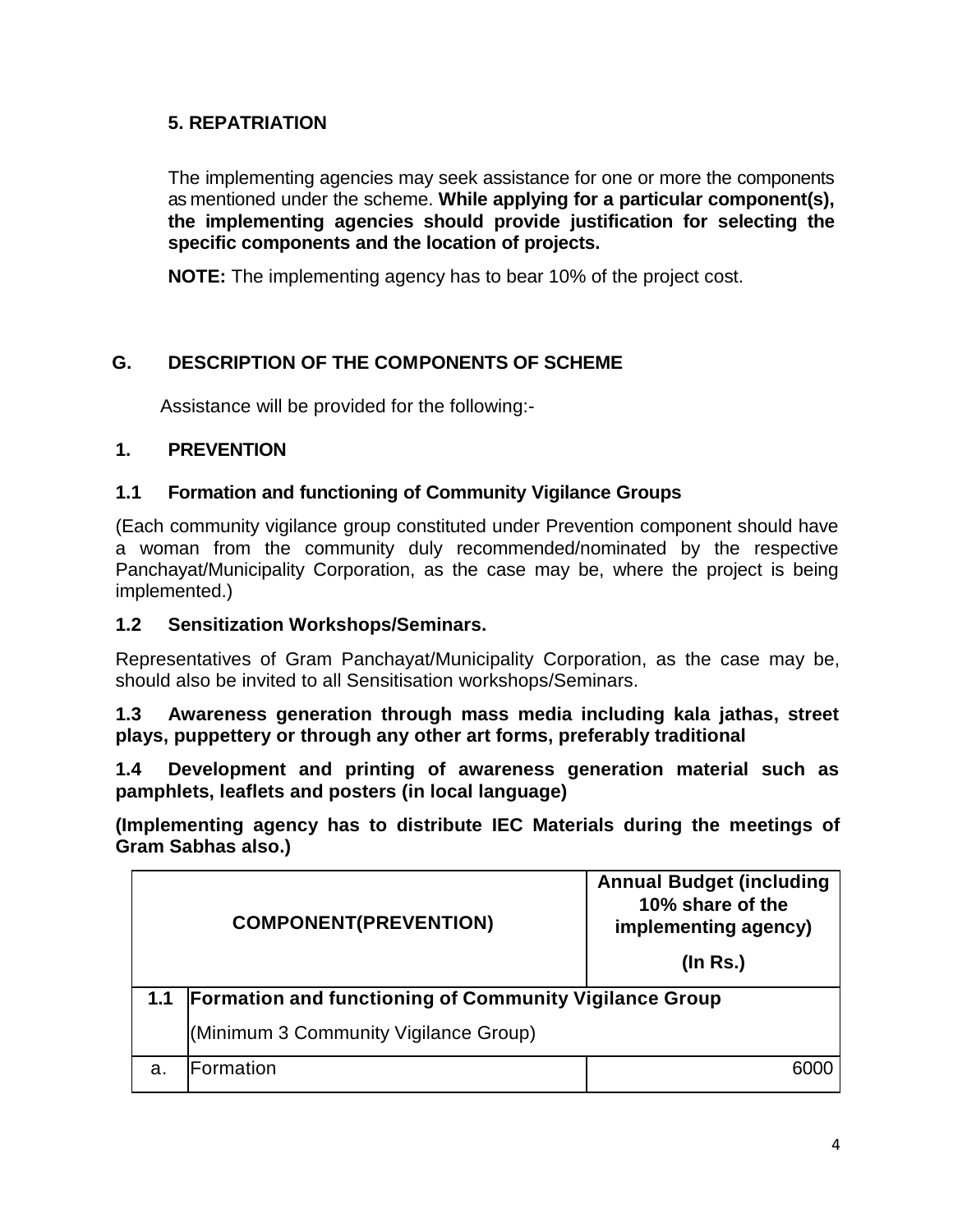## 5. REPATRIATION

The implementing agencies may seek assistance for one or more the components as mentioned under the scheme. **While applying for a particular component(s), the implementing agencies should provide justification for selecting the specific components and the location of projects.**

**NOTE:** The implementing agency has to bear 10% of the project cost.

## G. DESCRIPTION OF THE COMPONENTS OF SCHEME

Assistance will be provided for the following:-

### 1. PREVENTION

#### 1.1 Formation and functioning of Community Vigilance Groups

(Each community vigilance group constituted under Prevention component should have a woman from the community duly recommended/nominated by the respective Panchayat/Municipality Corporation, as the case may be, where the project is being implemented.)

#### 1.2 Sensitization Workshops/Seminars.

Representatives of Gram Panchayat/Municipality Corporation, as the case may be, should also be invited to all Sensitisation workshops/Seminars.

**1.3 Awareness generation through mass media including kala jathas, street plays, puppettery or through any other art forms, preferably traditional**

**1.4 Development and printing of awareness generation material such as pamphlets, leaflets and posters (in local language)**

**(Implementing agency has to distribute IEC Materials during the meetings of Gram Sabhas also.)**

| | COMPONENT(PREVENTION) | Annual Budget (including 10% share of the implementing agency) (In Rs.) |
|---|---|---|
| 1.1 | **Formation and functioning of Community Vigilance Group** (Minimum 3 Community Vigilance Group) | |
| a. | Formation | 6000 |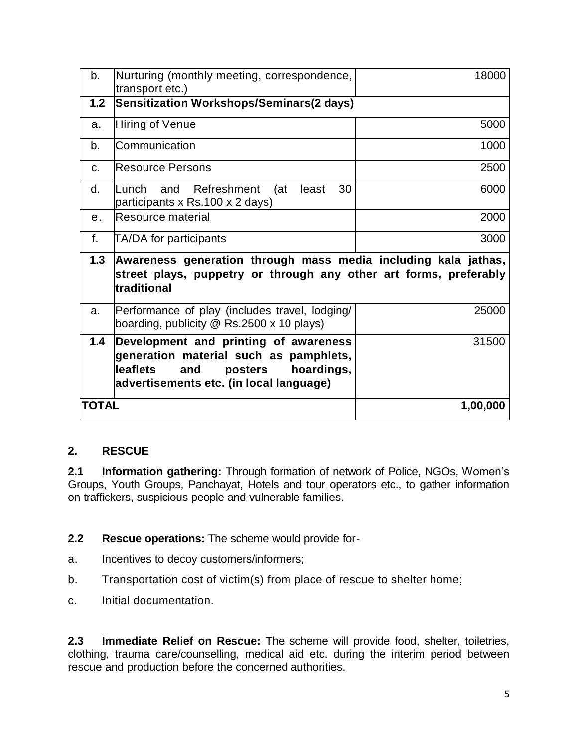| | | |
|---|---|---|
| b. | Nurturing (monthly meeting, correspondence, transport etc.) | 18000 |
| **1.2** | **Sensitization Workshops/Seminars(2 days)** | |
| a. | Hiring of Venue | 5000 |
| b. | Communication | 1000 |
| c. | Resource Persons | 2500 |
| d. | Lunch and Refreshment (at least 30 participants x Rs.100 x 2 days) | 6000 |
| e. | Resource material | 2000 |
| f. | TA/DA for participants | 3000 |
| **1.3** | **Awareness generation through mass media including kala jathas, street plays, puppetry or through any other art forms, preferably traditional** | |
| a. | Performance of play (includes travel, lodging/ boarding, publicity @ Rs.2500 x 10 plays) | 25000 |
| **1.4** | **Development and printing of awareness generation material such as pamphlets, leaflets and posters hoardings, advertisements etc. (in local language)** | 31500 |
| **TOTAL** | | **1,00,000** |

## 2. RESCUE

**2.1 Information gathering:** Through formation of network of Police, NGOs, Women's Groups, Youth Groups, Panchayat, Hotels and tour operators etc., to gather information on traffickers, suspicious people and vulnerable families.

**2.2 Rescue operations:** The scheme would provide for-

a. Incentives to decoy customers/informers;

b. Transportation cost of victim(s) from place of rescue to shelter home;

c. Initial documentation.

**2.3 Immediate Relief on Rescue:** The scheme will provide food, shelter, toiletries, clothing, trauma care/counselling, medical aid etc. during the interim period between rescue and production before the concerned authorities.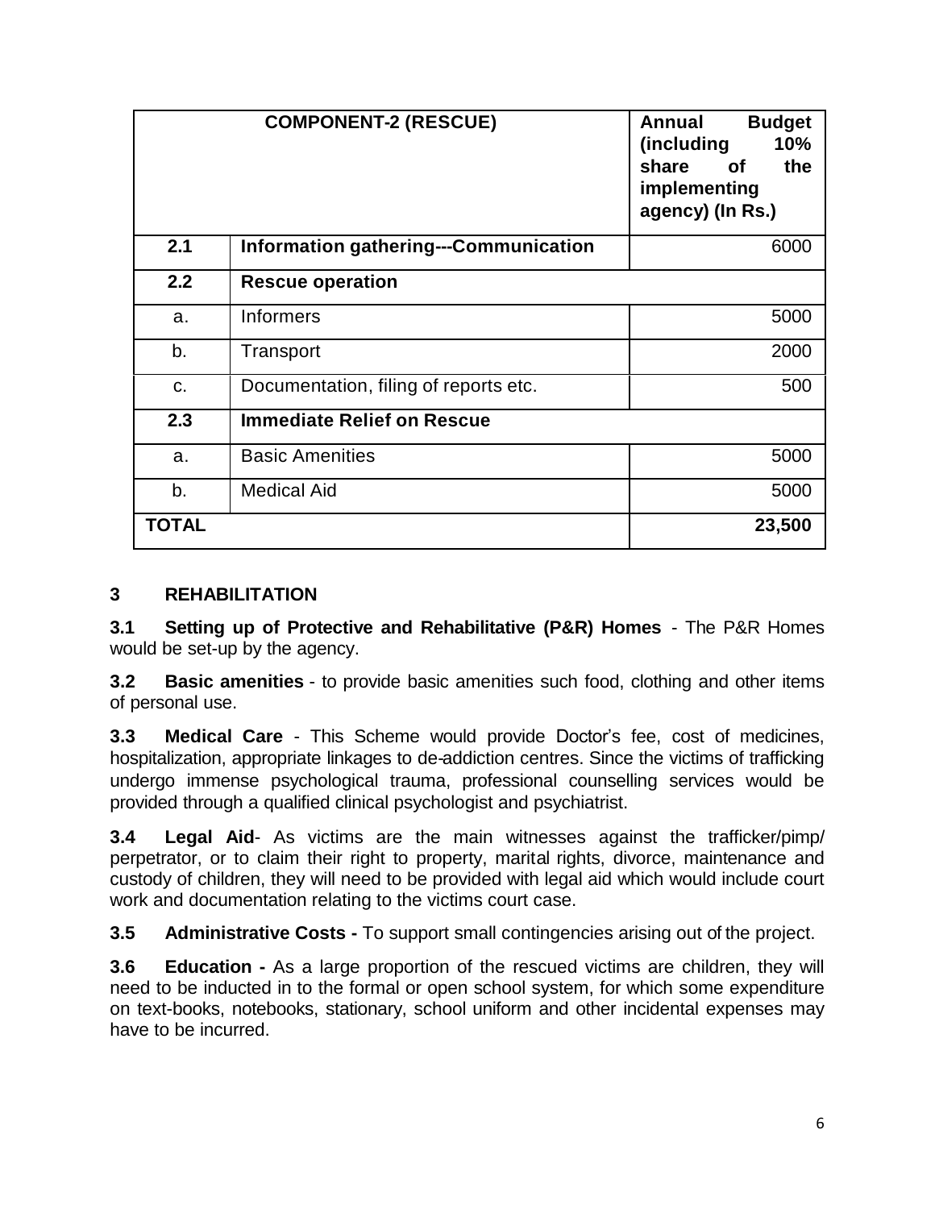| COMPONENT-2 (RESCUE) | | Annual Budget (including 10% share of the implementing agency) (In Rs.) |
|---|---|---|
| **2.1** | **Information gathering---Communication** | 6000 |
| **2.2** | **Rescue operation** | |
| a. | Informers | 5000 |
| b. | Transport | 2000 |
| c. | Documentation, filing of reports etc. | 500 |
| **2.3** | **Immediate Relief on Rescue** | |
| a. | Basic Amenities | 5000 |
| b. | Medical Aid | 5000 |
| **TOTAL** | | **23,500** |

## 3 REHABILITATION

**3.1 Setting up of Protective and Rehabilitative (P&R) Homes** - The P&R Homes would be set-up by the agency.

**3.2 Basic amenities** - to provide basic amenities such food, clothing and other items of personal use.

**3.3 Medical Care** - This Scheme would provide Doctor's fee, cost of medicines, hospitalization, appropriate linkages to de-addiction centres. Since the victims of trafficking undergo immense psychological trauma, professional counselling services would be provided through a qualified clinical psychologist and psychiatrist.

**3.4 Legal Aid**- As victims are the main witnesses against the trafficker/pimp/ perpetrator, or to claim their right to property, marital rights, divorce, maintenance and custody of children, they will need to be provided with legal aid which would include court work and documentation relating to the victims court case.

**3.5 Administrative Costs -** To support small contingencies arising out of the project.

**3.6 Education -** As a large proportion of the rescued victims are children, they will need to be inducted in to the formal or open school system, for which some expenditure on text-books, notebooks, stationary, school uniform and other incidental expenses may have to be incurred.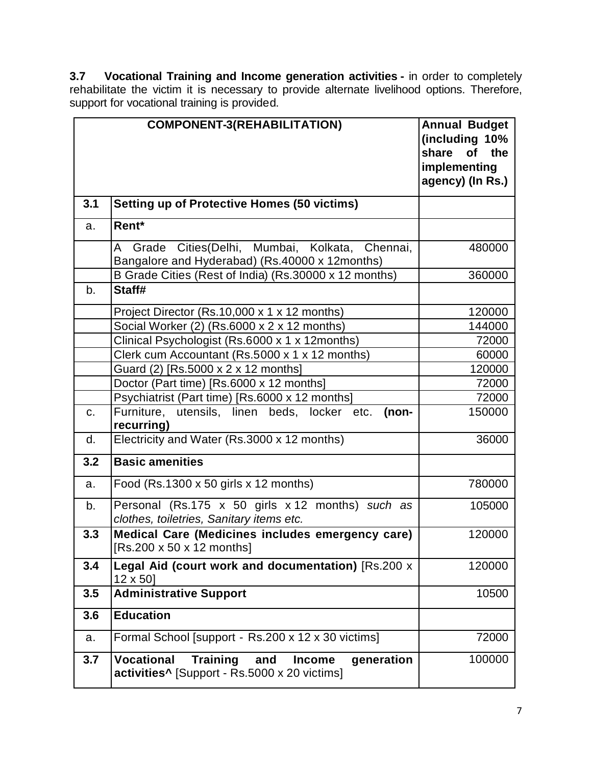**3.7 Vocational Training and Income generation activities -** in order to completely rehabilitate the victim it is necessary to provide alternate livelihood options. Therefore, support for vocational training is provided.

| COMPONENT-3(REHABILITATION) | | Annual Budget (including 10% share of the implementing agency) (In Rs.) |
|---|---|---|
| **3.1** | **Setting up of Protective Homes (50 victims)** | |
| a. | **Rent*** | |
| | A Grade Cities(Delhi, Mumbai, Kolkata, Chennai, Bangalore and Hyderabad) (Rs.40000 x 12months) | 480000 |
| | B Grade Cities (Rest of India) (Rs.30000 x 12 months) | 360000 |
| b. | **Staff#** | |
| | Project Director (Rs.10,000 x 1 x 12 months) | 120000 |
| | Social Worker (2) (Rs.6000 x 2 x 12 months) | 144000 |
| | Clinical Psychologist (Rs.6000 x 1 x 12months) | 72000 |
| | Clerk cum Accountant (Rs.5000 x 1 x 12 months) | 60000 |
| | Guard (2) [Rs.5000 x 2 x 12 months] | 120000 |
| | Doctor (Part time) [Rs.6000 x 12 months] | 72000 |
| | Psychiatrist (Part time) [Rs.6000 x 12 months] | 72000 |
| c. | Furniture, utensils, linen beds, locker etc. **(non-recurring)** | 150000 |
| d. | Electricity and Water (Rs.3000 x 12 months) | 36000 |
| **3.2** | **Basic amenities** | |
| a. | Food (Rs.1300 x 50 girls x 12 months) | 780000 |
| b. | Personal (Rs.175 x 50 girls x 12 months) *such as clothes, toiletries, Sanitary items etc.* | 105000 |
| **3.3** | **Medical Care (Medicines includes emergency care)** [Rs.200 x 50 x 12 months] | 120000 |
| **3.4** | **Legal Aid (court work and documentation)** [Rs.200 x 12 x 50] | 120000 |
| **3.5** | **Administrative Support** | 10500 |
| **3.6** | **Education** | |
| a. | Formal School [support - Rs.200 x 12 x 30 victims] | 72000 |
| **3.7** | **Vocational Training and Income generation activities^** [Support - Rs.5000 x 20 victims] | 100000 |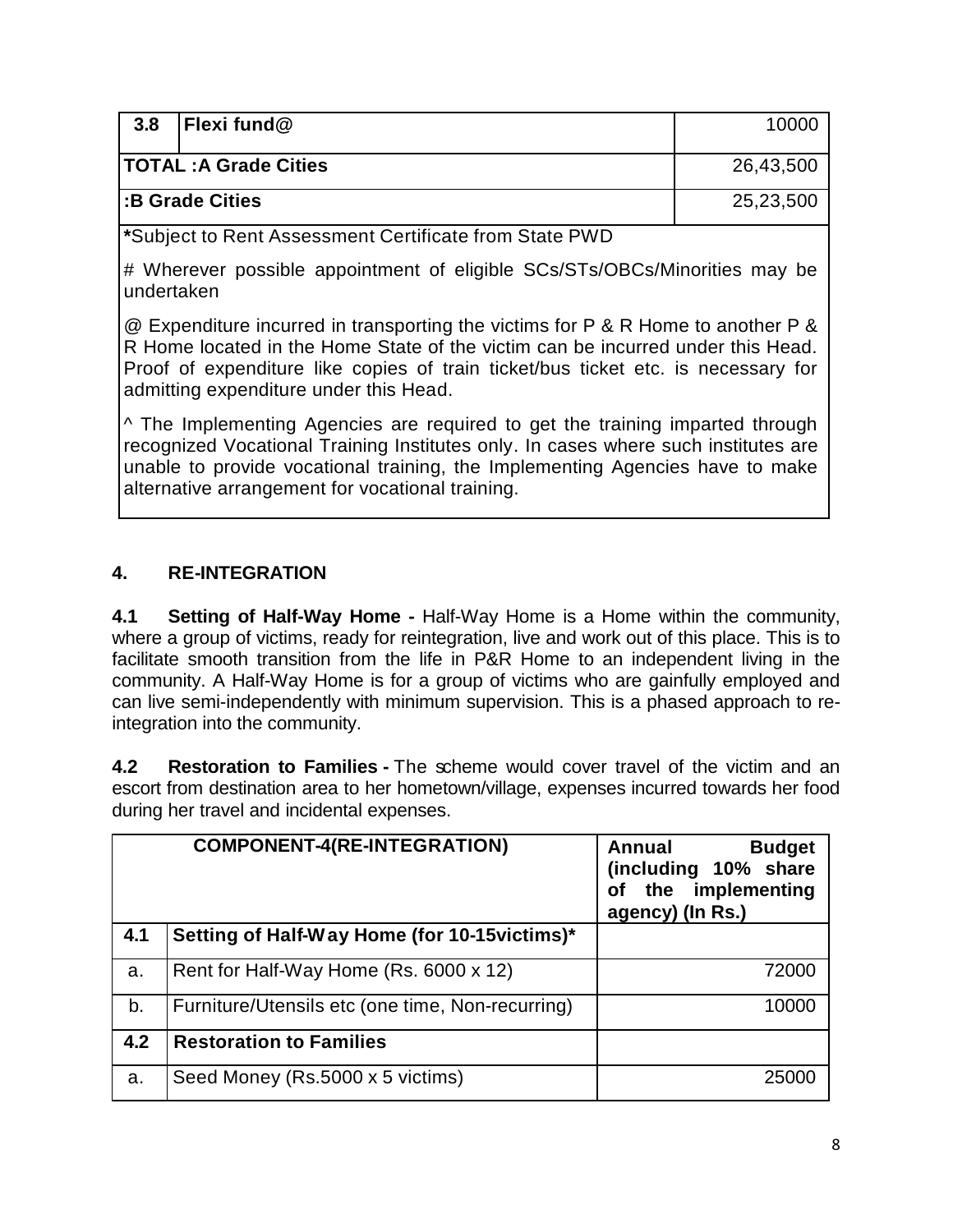| 3.8 | Flexi fund@ | 10000 |
|---|---|---|
| **TOTAL :A Grade Cities** | | 26,43,500 |
| **:B Grade Cities** | | 25,23,500 |

***Subject to Rent Assessment Certificate from State PWD**

# Wherever possible appointment of eligible SCs/STs/OBCs/Minorities may be undertaken

@ Expenditure incurred in transporting the victims for P & R Home to another P & R Home located in the Home State of the victim can be incurred under this Head. Proof of expenditure like copies of train ticket/bus ticket etc. is necessary for admitting expenditure under this Head.

^ The Implementing Agencies are required to get the training imparted through recognized Vocational Training Institutes only. In cases where such institutes are unable to provide vocational training, the Implementing Agencies have to make alternative arrangement for vocational training.

## 4. RE-INTEGRATION

**4.1 Setting of Half-Way Home -** Half-Way Home is a Home within the community, where a group of victims, ready for reintegration, live and work out of this place. This is to facilitate smooth transition from the life in P&R Home to an independent living in the community. A Half-Way Home is for a group of victims who are gainfully employed and can live semi-independently with minimum supervision. This is a phased approach to re-integration into the community.

**4.2 Restoration to Families -** The scheme would cover travel of the victim and an escort from destination area to her hometown/village, expenses incurred towards her food during her travel and incidental expenses.

| **COMPONENT-4(RE-INTEGRATION)** | | **Annual Budget (including 10% share of the implementing agency) (In Rs.)** |
|---|---|---|
| **4.1** | **Setting of Half-Way Home (for 10-15victims)*** | |
| a. | Rent for Half-Way Home (Rs. 6000 x 12) | 72000 |
| b. | Furniture/Utensils etc (one time, Non-recurring) | 10000 |
| **4.2** | **Restoration to Families** | |
| a. | Seed Money (Rs.5000 x 5 victims) | 25000 |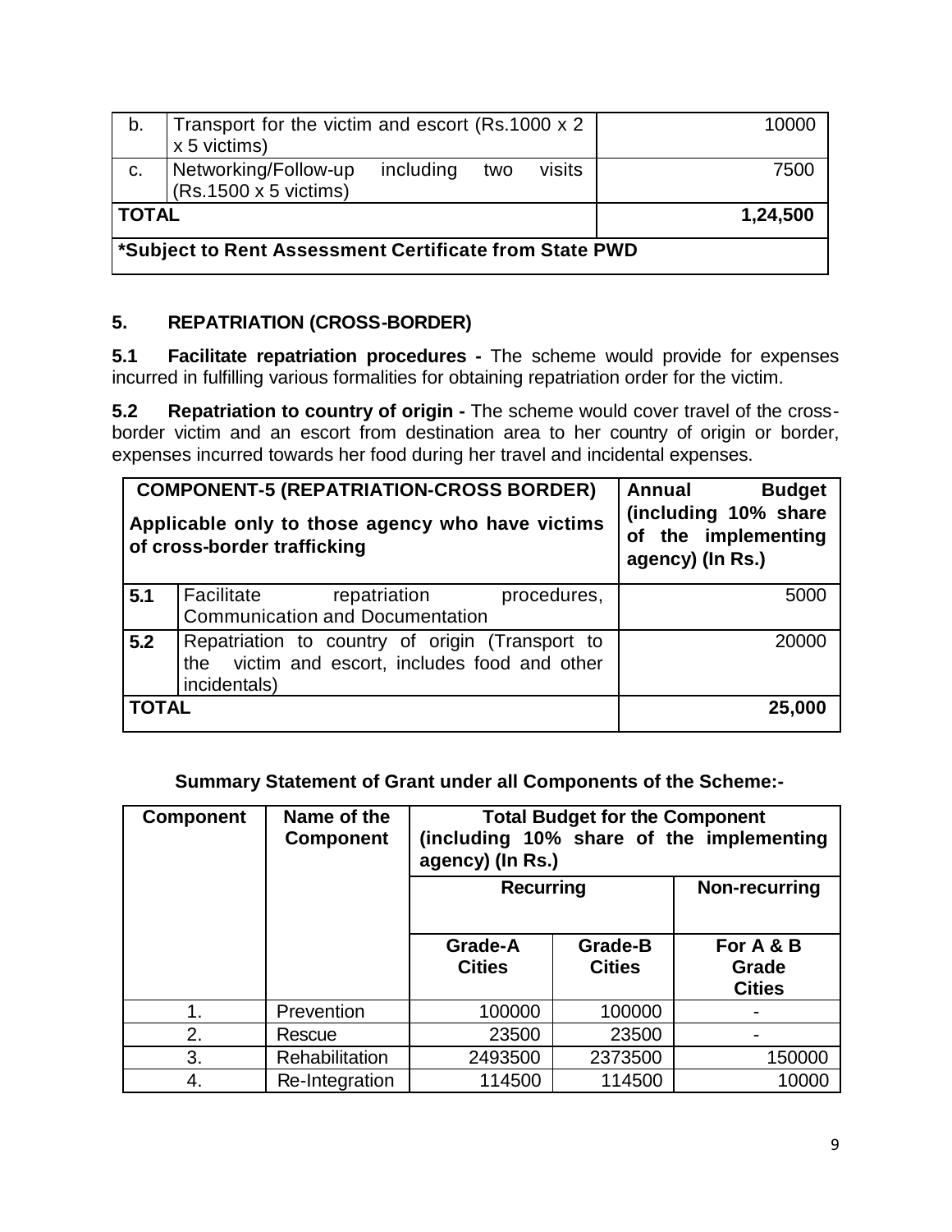| b. | Transport for the victim and escort (Rs.1000 x 2 x 5 victims) | 10000 |
|---|---|---|
| c. | Networking/Follow-up including two visits (Rs.1500 x 5 victims) | 7500 |
| **TOTAL** | | **1,24,500** |
| ***Subject to Rent Assessment Certificate from State PWD** | | |

## 5. REPATRIATION (CROSS-BORDER)

**5.1 Facilitate repatriation procedures -** The scheme would provide for expenses incurred in fulfilling various formalities for obtaining repatriation order for the victim.

**5.2 Repatriation to country of origin -** The scheme would cover travel of the cross-border victim and an escort from destination area to her country of origin or border, expenses incurred towards her food during her travel and incidental expenses.

| **COMPONENT-5 (REPATRIATION-CROSS BORDER)** **Applicable only to those agency who have victims of cross-border trafficking** | | **Annual Budget (including 10% share of the implementing agency) (In Rs.)** |
|---|---|---|
| **5.1** | Facilitate repatriation procedures, Communication and Documentation | 5000 |
| **5.2** | Repatriation to country of origin (Transport to the victim and escort, includes food and other incidentals) | 20000 |
| **TOTAL** | | **25,000** |

**Summary Statement of Grant under all Components of the Scheme:-**

| **Component** | **Name of the Component** | **Total Budget for the Component (including 10% share of the implementing agency) (In Rs.)** | | |
|---|---|---|---|---|
| | | **Recurring** | | **Non-recurring** |
| | | **Grade-A Cities** | **Grade-B Cities** | **For A & B Grade Cities** |
| 1. | Prevention | 100000 | 100000 | - |
| 2. | Rescue | 23500 | 23500 | - |
| 3. | Rehabilitation | 2493500 | 2373500 | 150000 |
| 4. | Re-Integration | 114500 | 114500 | 10000 |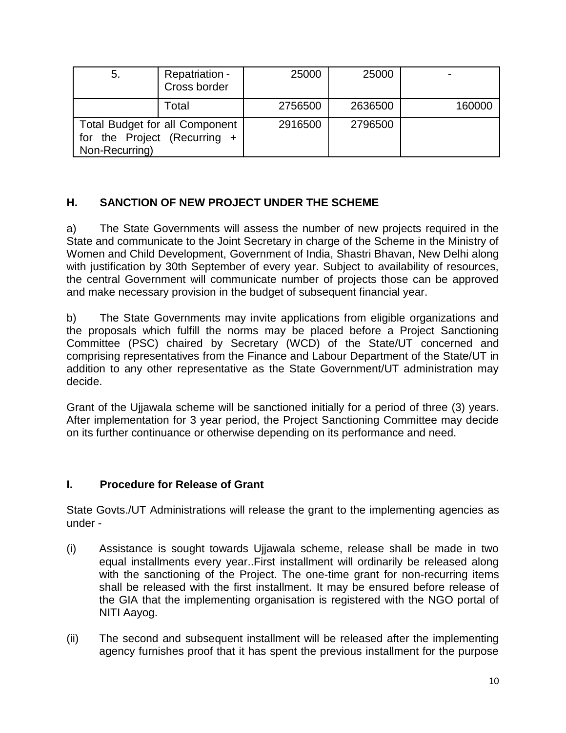| 5. | Repatriation - Cross border | 25000 | 25000 | - |
|---|---|---|---|---|
| | Total | 2756500 | 2636500 | 160000 |
| Total Budget for all Component for the Project (Recurring + Non-Recurring) | | 2916500 | 2796500 | |

## H. SANCTION OF NEW PROJECT UNDER THE SCHEME

a) The State Governments will assess the number of new projects required in the State and communicate to the Joint Secretary in charge of the Scheme in the Ministry of Women and Child Development, Government of India, Shastri Bhavan, New Delhi along with justification by 30th September of every year. Subject to availability of resources, the central Government will communicate number of projects those can be approved and make necessary provision in the budget of subsequent financial year.

b) The State Governments may invite applications from eligible organizations and the proposals which fulfill the norms may be placed before a Project Sanctioning Committee (PSC) chaired by Secretary (WCD) of the State/UT concerned and comprising representatives from the Finance and Labour Department of the State/UT in addition to any other representative as the State Government/UT administration may decide.

Grant of the Ujjawala scheme will be sanctioned initially for a period of three (3) years. After implementation for 3 year period, the Project Sanctioning Committee may decide on its further continuance or otherwise depending on its performance and need.

## I. Procedure for Release of Grant

State Govts./UT Administrations will release the grant to the implementing agencies as under -

(i) Assistance is sought towards Ujjawala scheme, release shall be made in two equal installments every year..First installment will ordinarily be released along with the sanctioning of the Project. The one-time grant for non-recurring items shall be released with the first installment. It may be ensured before release of the GIA that the implementing organisation is registered with the NGO portal of NITI Aayog.

(ii) The second and subsequent installment will be released after the implementing agency furnishes proof that it has spent the previous installment for the purpose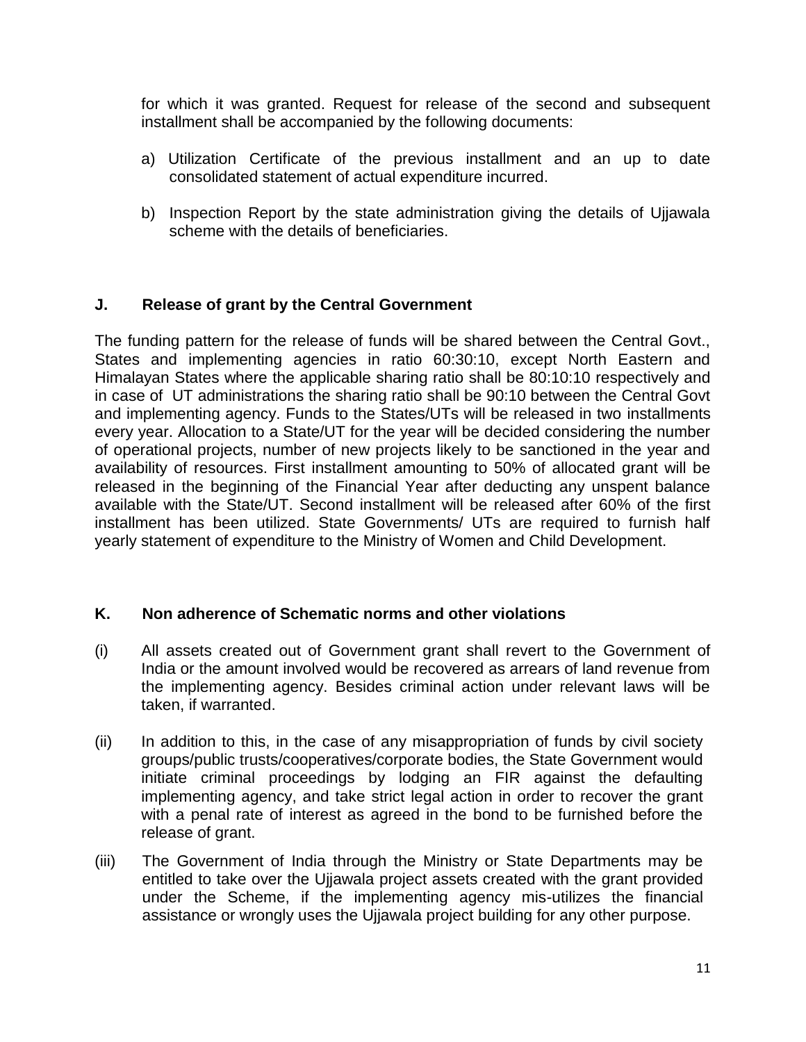for which it was granted. Request for release of the second and subsequent installment shall be accompanied by the following documents:

a) Utilization Certificate of the previous installment and an up to date consolidated statement of actual expenditure incurred.

b) Inspection Report by the state administration giving the details of Ujjawala scheme with the details of beneficiaries.

## J. Release of grant by the Central Government

The funding pattern for the release of funds will be shared between the Central Govt., States and implementing agencies in ratio 60:30:10, except North Eastern and Himalayan States where the applicable sharing ratio shall be 80:10:10 respectively and in case of UT administrations the sharing ratio shall be 90:10 between the Central Govt and implementing agency. Funds to the States/UTs will be released in two installments every year. Allocation to a State/UT for the year will be decided considering the number of operational projects, number of new projects likely to be sanctioned in the year and availability of resources. First installment amounting to 50% of allocated grant will be released in the beginning of the Financial Year after deducting any unspent balance available with the State/UT. Second installment will be released after 60% of the first installment has been utilized. State Governments/ UTs are required to furnish half yearly statement of expenditure to the Ministry of Women and Child Development.

## K. Non adherence of Schematic norms and other violations

(i) All assets created out of Government grant shall revert to the Government of India or the amount involved would be recovered as arrears of land revenue from the implementing agency. Besides criminal action under relevant laws will be taken, if warranted.

(ii) In addition to this, in the case of any misappropriation of funds by civil society groups/public trusts/cooperatives/corporate bodies, the State Government would initiate criminal proceedings by lodging an FIR against the defaulting implementing agency, and take strict legal action in order to recover the grant with a penal rate of interest as agreed in the bond to be furnished before the release of grant.

(iii) The Government of India through the Ministry or State Departments may be entitled to take over the Ujjawala project assets created with the grant provided under the Scheme, if the implementing agency mis-utilizes the financial assistance or wrongly uses the Ujjawala project building for any other purpose.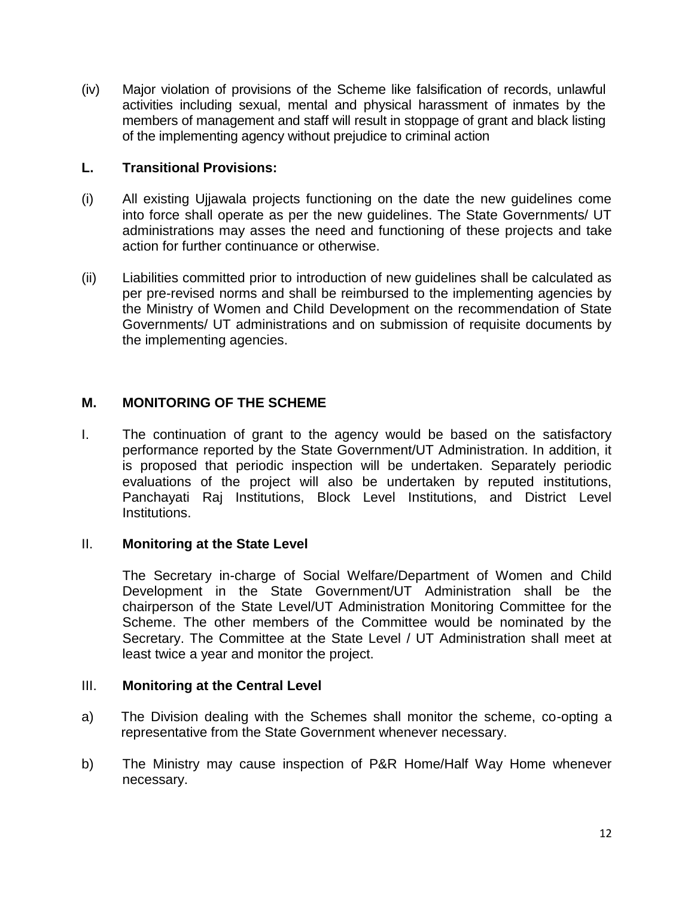(iv) Major violation of provisions of the Scheme like falsification of records, unlawful activities including sexual, mental and physical harassment of inmates by the members of management and staff will result in stoppage of grant and black listing of the implementing agency without prejudice to criminal action

## L. Transitional Provisions:

(i) All existing Ujjawala projects functioning on the date the new guidelines come into force shall operate as per the new guidelines. The State Governments/ UT administrations may asses the need and functioning of these projects and take action for further continuance or otherwise.

(ii) Liabilities committed prior to introduction of new guidelines shall be calculated as per pre-revised norms and shall be reimbursed to the implementing agencies by the Ministry of Women and Child Development on the recommendation of State Governments/ UT administrations and on submission of requisite documents by the implementing agencies.

## M. MONITORING OF THE SCHEME

I. The continuation of grant to the agency would be based on the satisfactory performance reported by the State Government/UT Administration. In addition, it is proposed that periodic inspection will be undertaken. Separately periodic evaluations of the project will also be undertaken by reputed institutions, Panchayati Raj Institutions, Block Level Institutions, and District Level Institutions.

II. **Monitoring at the State Level**

The Secretary in-charge of Social Welfare/Department of Women and Child Development in the State Government/UT Administration shall be the chairperson of the State Level/UT Administration Monitoring Committee for the Scheme. The other members of the Committee would be nominated by the Secretary. The Committee at the State Level / UT Administration shall meet at least twice a year and monitor the project.

III. **Monitoring at the Central Level**

a) The Division dealing with the Schemes shall monitor the scheme, co-opting a representative from the State Government whenever necessary.

b) The Ministry may cause inspection of P&R Home/Half Way Home whenever necessary.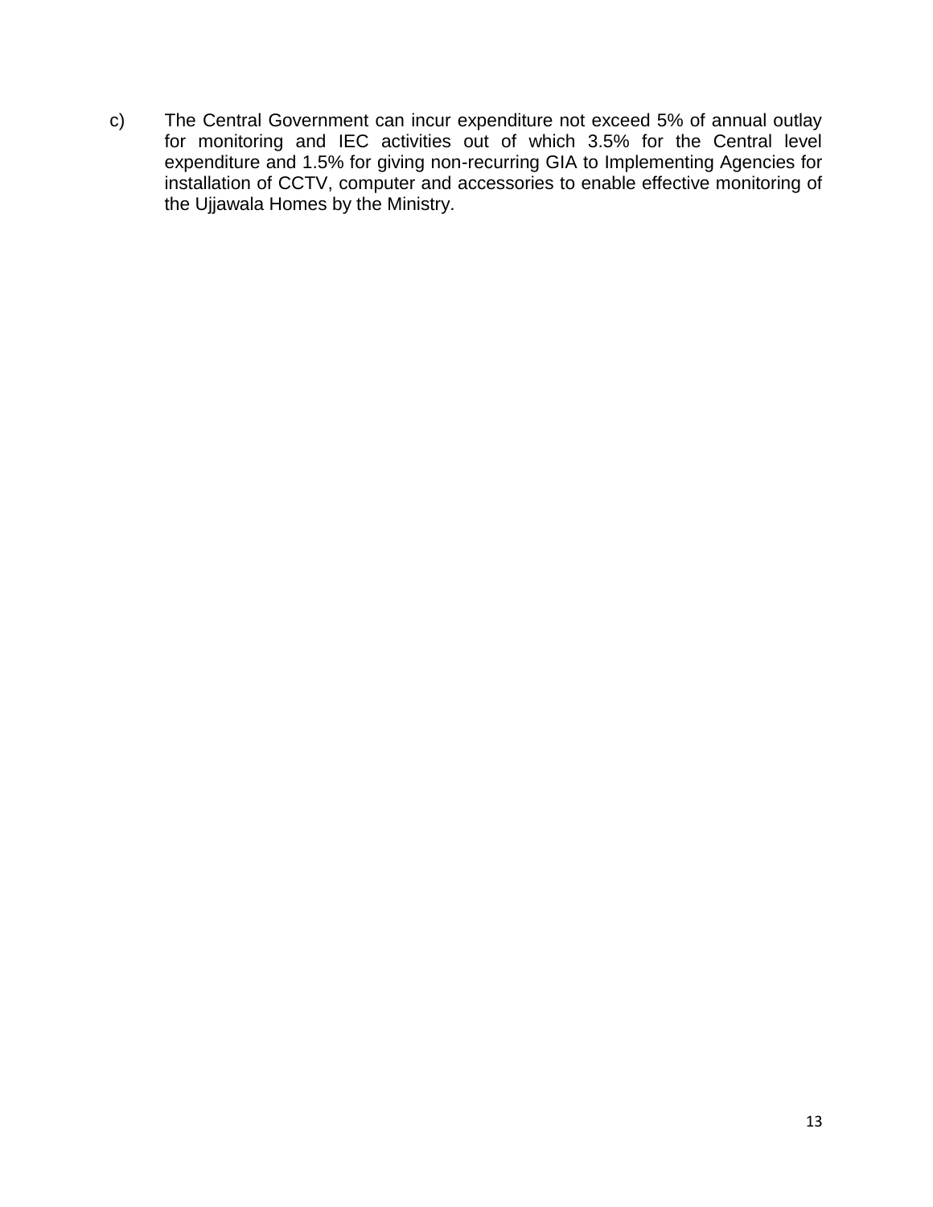c) The Central Government can incur expenditure not exceed 5% of annual outlay for monitoring and IEC activities out of which 3.5% for the Central level expenditure and 1.5% for giving non-recurring GIA to Implementing Agencies for installation of CCTV, computer and accessories to enable effective monitoring of the Ujjawala Homes by the Ministry.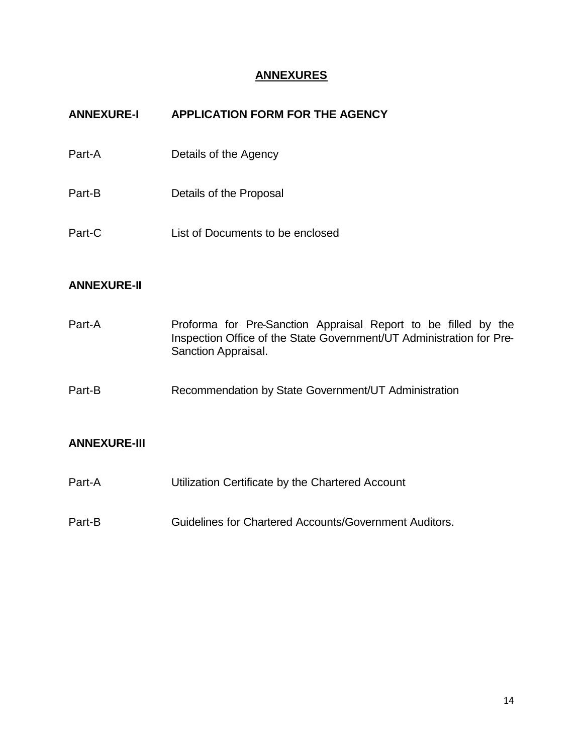# ANNEXURES

| | |
|---|---|
| **ANNEXURE-I** | **APPLICATION FORM FOR THE AGENCY** |
| Part-A | Details of the Agency |
| Part-B | Details of the Proposal |
| Part-C | List of Documents to be enclosed |
| **ANNEXURE-II** | |
| Part-A | Proforma for Pre-Sanction Appraisal Report to be filled by the Inspection Office of the State Government/UT Administration for Pre-Sanction Appraisal. |
| Part-B | Recommendation by State Government/UT Administration |
| **ANNEXURE-III** | |
| Part-A | Utilization Certificate by the Chartered Account |
| Part-B | Guidelines for Chartered Accounts/Government Auditors. |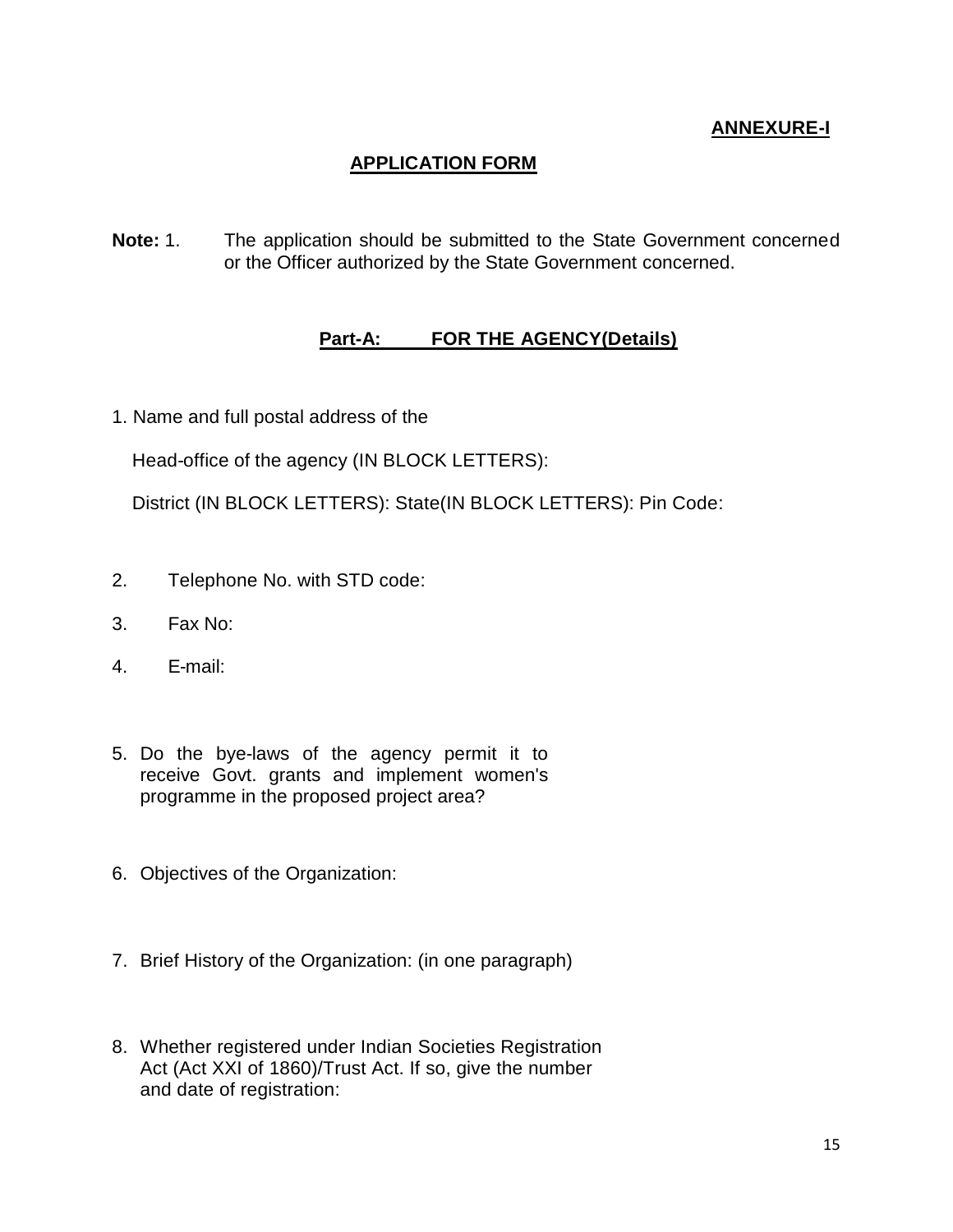**ANNEXURE-I**

## APPLICATION FORM

**Note:** 1. The application should be submitted to the State Government concerned or the Officer authorized by the State Government concerned.

### Part-A: FOR THE AGENCY(Details)

1. Name and full postal address of the

   Head-office of the agency (IN BLOCK LETTERS):

   District (IN BLOCK LETTERS): State(IN BLOCK LETTERS): Pin Code:

2. Telephone No. with STD code:

3. Fax No:

4. E-mail:

5. Do the bye-laws of the agency permit it to receive Govt. grants and implement women's programme in the proposed project area?

6. Objectives of the Organization:

7. Brief History of the Organization: (in one paragraph)

8. Whether registered under Indian Societies Registration Act (Act XXI of 1860)/Trust Act. If so, give the number and date of registration: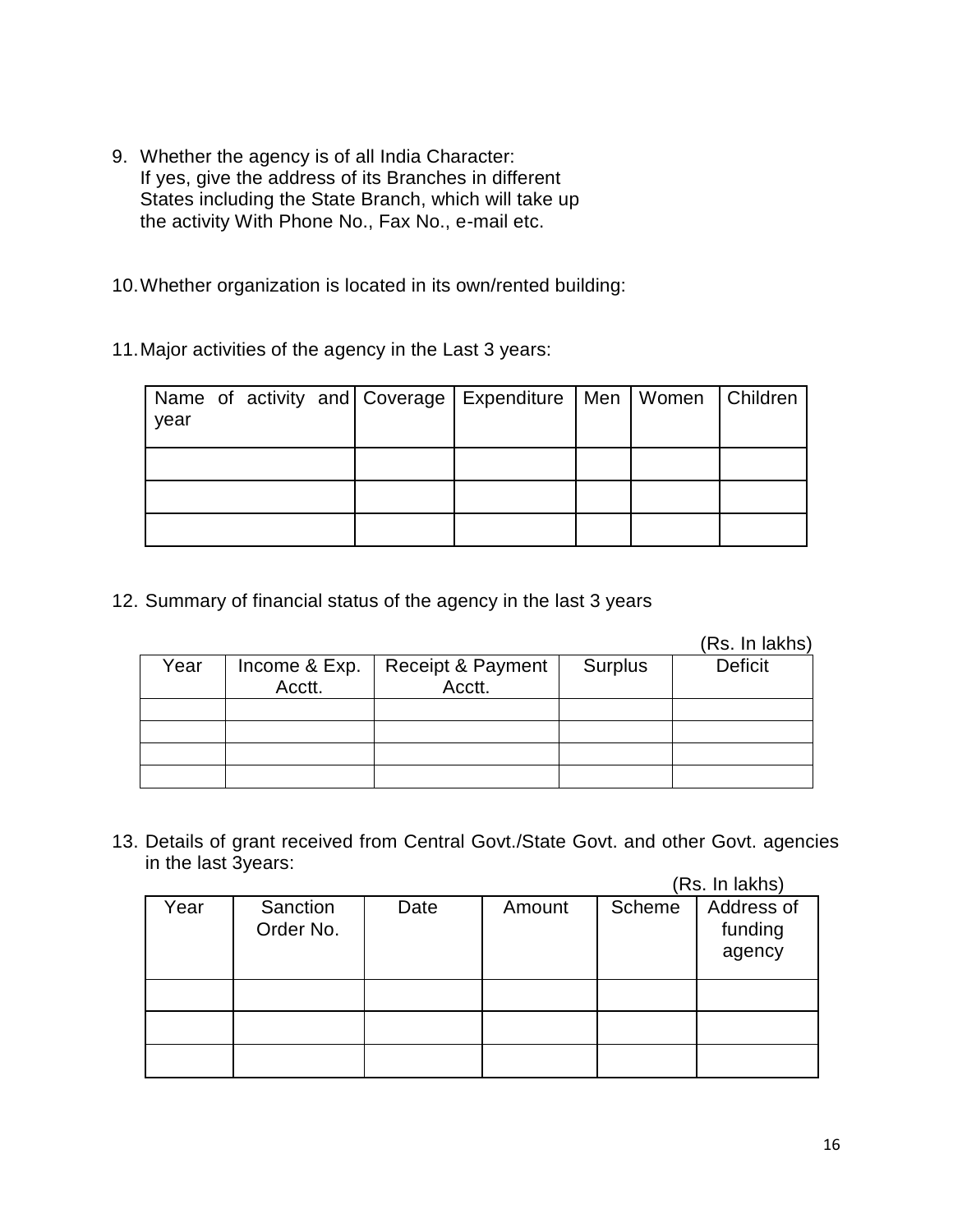9. Whether the agency is of all India Character:
   If yes, give the address of its Branches in different States including the State Branch, which will take up the activity With Phone No., Fax No., e-mail etc.

10. Whether organization is located in its own/rented building:

11. Major activities of the agency in the Last 3 years:

| Name of activity and year | Coverage | Expenditure | Men | Women | Children |
|---|---|---|---|---|---|
| | | | | | |
| | | | | | |
| | | | | | |

12. Summary of financial status of the agency in the last 3 years

(Rs. In lakhs)

| Year | Income & Exp. Acctt. | Receipt & Payment Acctt. | Surplus | Deficit |
|---|---|---|---|---|
| | | | | |
| | | | | |
| | | | | |
| | | | | |

13. Details of grant received from Central Govt./State Govt. and other Govt. agencies in the last 3years:

(Rs. In lakhs)

| Year | Sanction Order No. | Date | Amount | Scheme | Address of funding agency |
|---|---|---|---|---|---|
| | | | | | |
| | | | | | |
| | | | | | |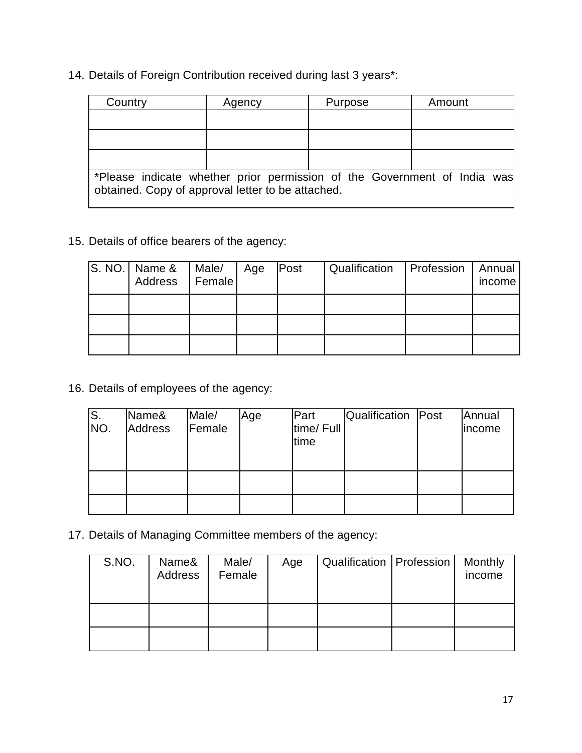14. Details of Foreign Contribution received during last 3 years*:

| Country | Agency | Purpose | Amount |
|---|---|---|---|
| | | | |
| | | | |
| | | | |
| *Please indicate whether prior permission of the Government of India was obtained. Copy of approval letter to be attached. | | | |

15. Details of office bearers of the agency:

| S. NO. | Name & Address | Male/ Female | Age | Post | Qualification | Profession | Annual income |
|---|---|---|---|---|---|---|---|
| | | | | | | | |
| | | | | | | | |
| | | | | | | | |

16. Details of employees of the agency:

| S. NO. | Name& Address | Male/ Female | Age | Part time/ Full time | Qualification | Post | Annual income |
|---|---|---|---|---|---|---|---|
| | | | | | | | |
| | | | | | | | |

17. Details of Managing Committee members of the agency:

| S.NO. | Name& Address | Male/ Female | Age | Qualification | Profession | Monthly income |
|---|---|---|---|---|---|---|
| | | | | | | |
| | | | | | | |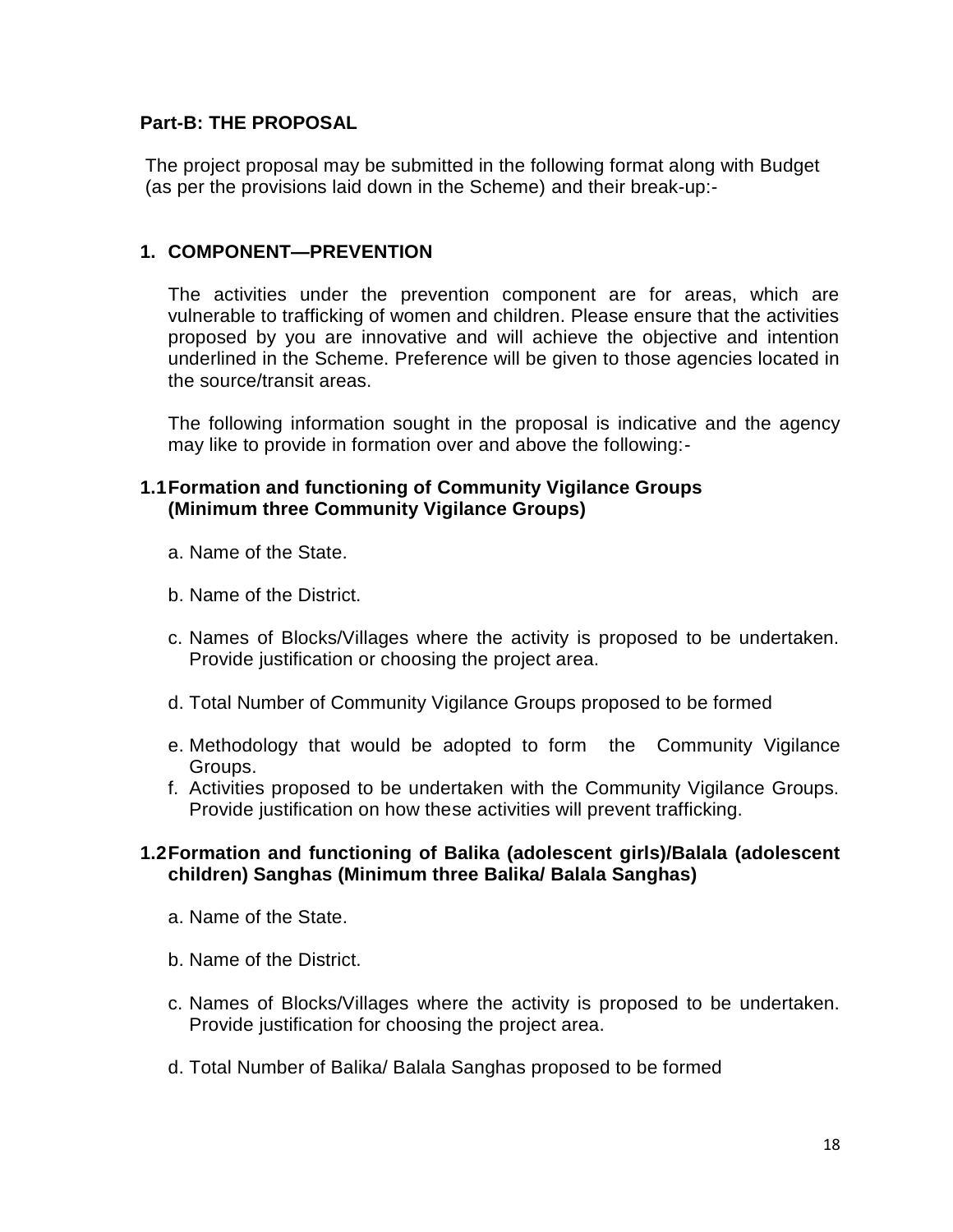**Part-B: THE PROPOSAL**

The project proposal may be submitted in the following format along with Budget (as per the provisions laid down in the Scheme) and their break-up:-

## 1. COMPONENT—PREVENTION

The activities under the prevention component are for areas, which are vulnerable to trafficking of women and children. Please ensure that the activities proposed by you are innovative and will achieve the objective and intention underlined in the Scheme. Preference will be given to those agencies located in the source/transit areas.

The following information sought in the proposal is indicative and the agency may like to provide in formation over and above the following:-

### 1.1 Formation and functioning of Community Vigilance Groups (Minimum three Community Vigilance Groups)

a. Name of the State.

b. Name of the District.

c. Names of Blocks/Villages where the activity is proposed to be undertaken. Provide justification or choosing the project area.

d. Total Number of Community Vigilance Groups proposed to be formed

e. Methodology that would be adopted to form the Community Vigilance Groups.

f. Activities proposed to be undertaken with the Community Vigilance Groups. Provide justification on how these activities will prevent trafficking.

### 1.2 Formation and functioning of Balika (adolescent girls)/Balala (adolescent children) Sanghas (Minimum three Balika/ Balala Sanghas)

a. Name of the State.

b. Name of the District.

c. Names of Blocks/Villages where the activity is proposed to be undertaken. Provide justification for choosing the project area.

d. Total Number of Balika/ Balala Sanghas proposed to be formed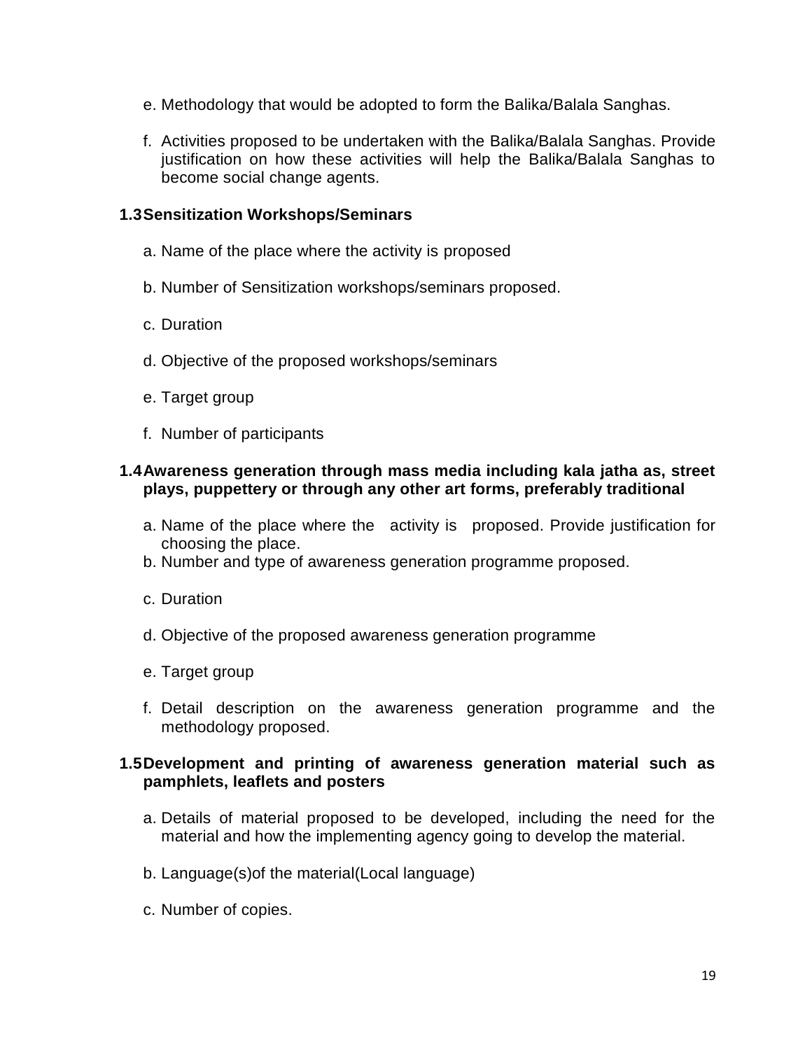e. Methodology that would be adopted to form the Balika/Balala Sanghas.

f. Activities proposed to be undertaken with the Balika/Balala Sanghas. Provide justification on how these activities will help the Balika/Balala Sanghas to become social change agents.

### 1.3 Sensitization Workshops/Seminars

a. Name of the place where the activity is proposed

b. Number of Sensitization workshops/seminars proposed.

c. Duration

d. Objective of the proposed workshops/seminars

e. Target group

f. Number of participants

### 1.4 Awareness generation through mass media including kala jatha as, street plays, puppettery or through any other art forms, preferably traditional

a. Name of the place where the activity is proposed. Provide justification for choosing the place.

b. Number and type of awareness generation programme proposed.

c. Duration

d. Objective of the proposed awareness generation programme

e. Target group

f. Detail description on the awareness generation programme and the methodology proposed.

### 1.5 Development and printing of awareness generation material such as pamphlets, leaflets and posters

a. Details of material proposed to be developed, including the need for the material and how the implementing agency going to develop the material.

b. Language(s)of the material(Local language)

c. Number of copies.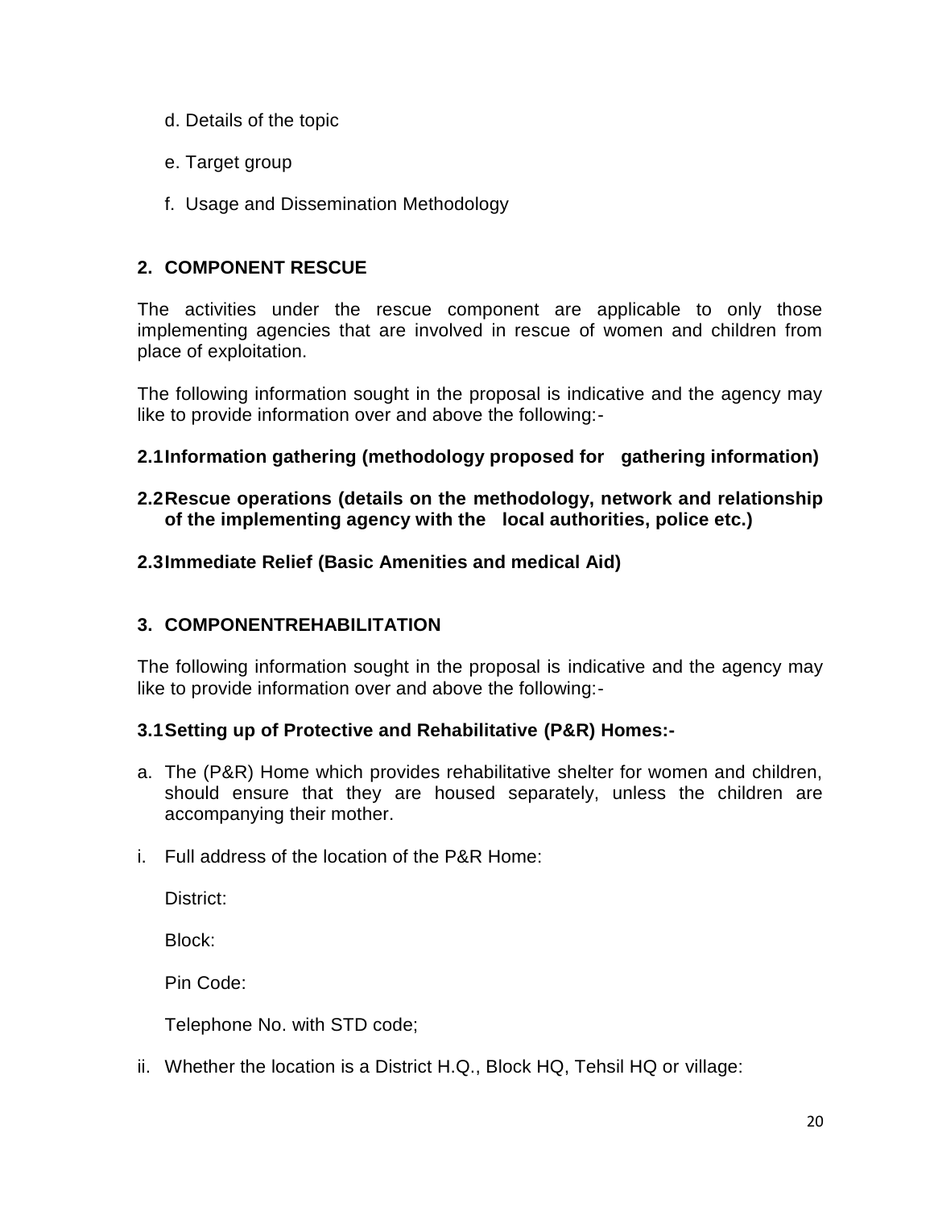d. Details of the topic

e. Target group

f. Usage and Dissemination Methodology

## 2. COMPONENT RESCUE

The activities under the rescue component are applicable to only those implementing agencies that are involved in rescue of women and children from place of exploitation.

The following information sought in the proposal is indicative and the agency may like to provide information over and above the following:-

### 2.1 Information gathering (methodology proposed for gathering information)

### 2.2 Rescue operations (details on the methodology, network and relationship of the implementing agency with the local authorities, police etc.)

### 2.3 Immediate Relief (Basic Amenities and medical Aid)

## 3. COMPONENTREHABILITATION

The following information sought in the proposal is indicative and the agency may like to provide information over and above the following:-

### 3.1 Setting up of Protective and Rehabilitative (P&R) Homes:-

a. The (P&R) Home which provides rehabilitative shelter for women and children, should ensure that they are housed separately, unless the children are accompanying their mother.

i. Full address of the location of the P&R Home:

   District:

   Block:

   Pin Code:

   Telephone No. with STD code;

ii. Whether the location is a District H.Q., Block HQ, Tehsil HQ or village: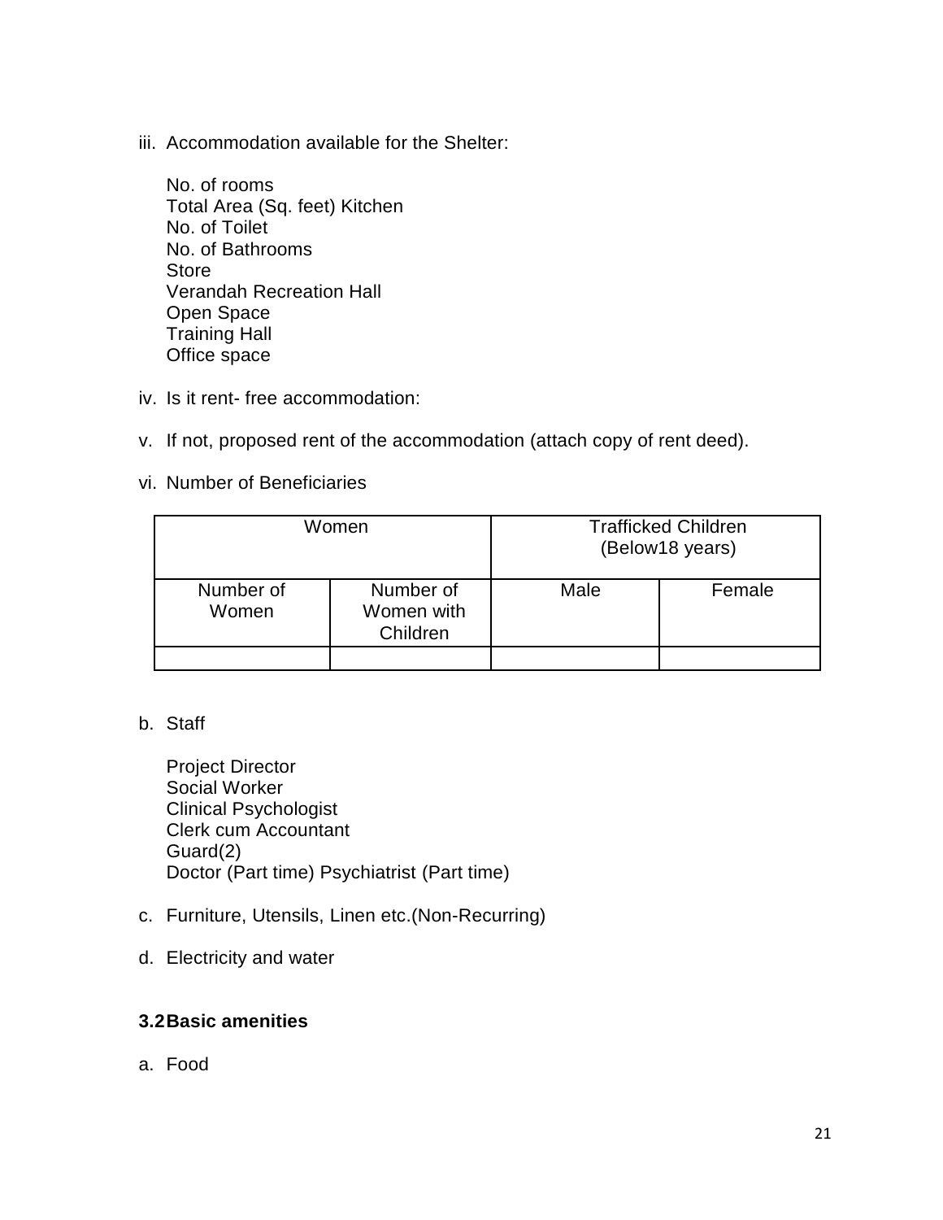iii. Accommodation available for the Shelter:

   No. of rooms
   Total Area (Sq. feet) Kitchen
   No. of Toilet
   No. of Bathrooms
   Store
   Verandah Recreation Hall
   Open Space
   Training Hall
   Office space

iv. Is it rent- free accommodation:

v. If not, proposed rent of the accommodation (attach copy of rent deed).

vi. Number of Beneficiaries

| Women | | Trafficked Children (Below18 years) | |
|---|---|---|---|
| Number of Women | Number of Women with Children | Male | Female |
| | | | |

b. Staff

   Project Director
   Social Worker
   Clinical Psychologist
   Clerk cum Accountant
   Guard(2)
   Doctor (Part time) Psychiatrist (Part time)

c. Furniture, Utensils, Linen etc.(Non-Recurring)

d. Electricity and water

**3.2 Basic amenities**

a. Food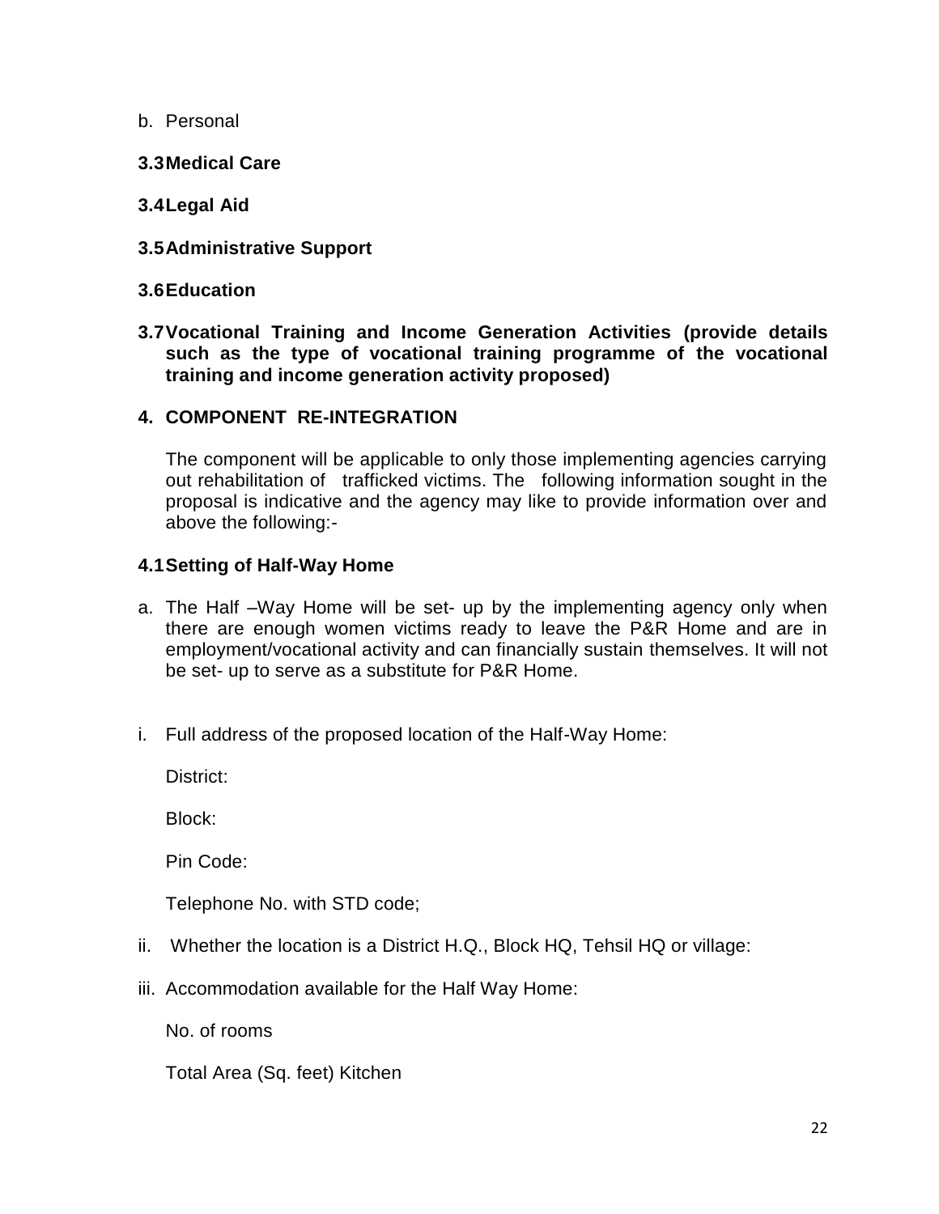b. Personal

**3.3 Medical Care**

**3.4 Legal Aid**

**3.5 Administrative Support**

**3.6 Education**

**3.7 Vocational Training and Income Generation Activities (provide details such as the type of vocational training programme of the vocational training and income generation activity proposed)**

**4. COMPONENT RE-INTEGRATION**

The component will be applicable to only those implementing agencies carrying out rehabilitation of trafficked victims. The following information sought in the proposal is indicative and the agency may like to provide information over and above the following:-

**4.1 Setting of Half-Way Home**

a. The Half –Way Home will be set- up by the implementing agency only when there are enough women victims ready to leave the P&R Home and are in employment/vocational activity and can financially sustain themselves. It will not be set- up to serve as a substitute for P&R Home.

i. Full address of the proposed location of the Half-Way Home:

   District:

   Block:

   Pin Code:

   Telephone No. with STD code;

ii. Whether the location is a District H.Q., Block HQ, Tehsil HQ or village:

iii. Accommodation available for the Half Way Home:

   No. of rooms

   Total Area (Sq. feet) Kitchen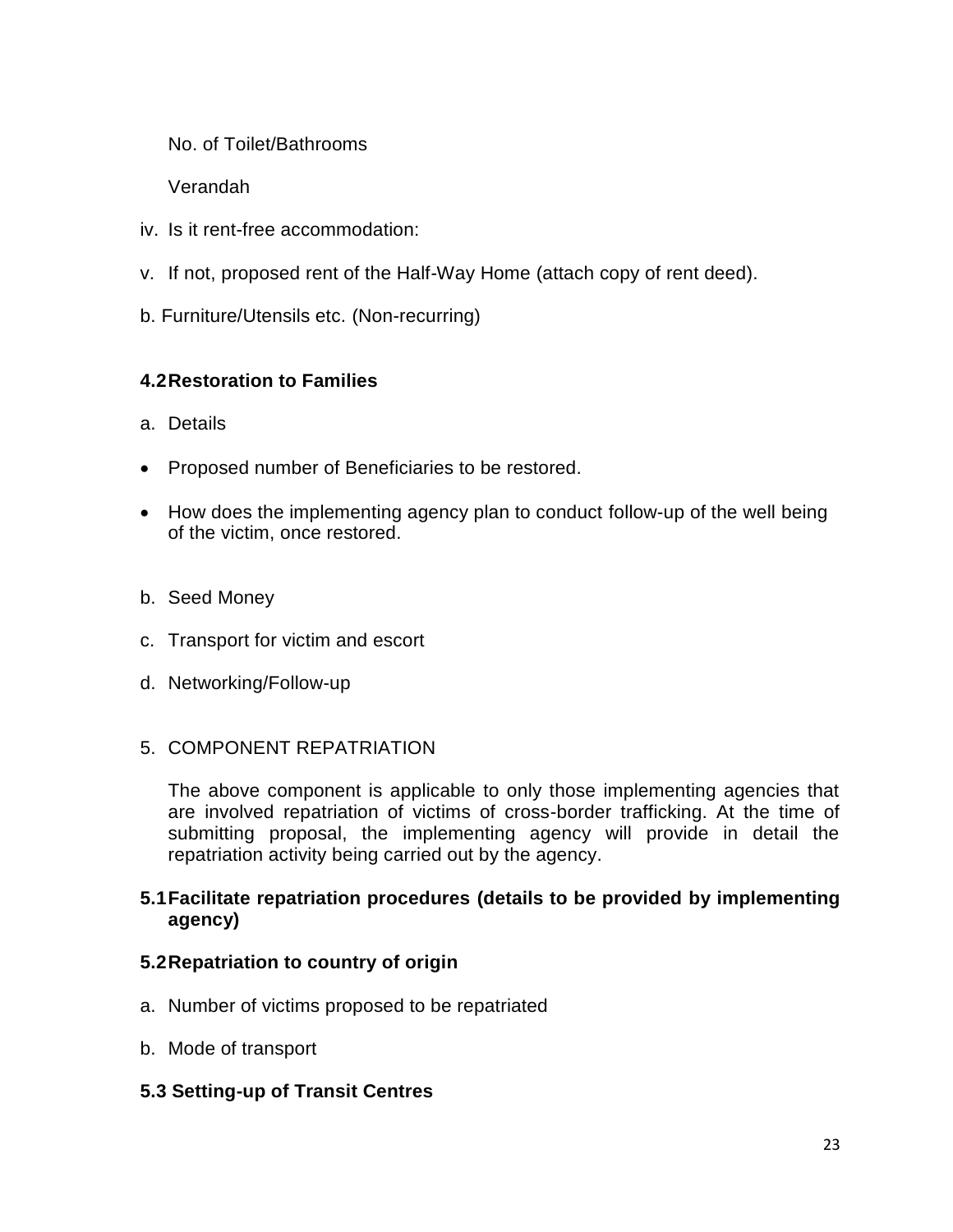No. of Toilet/Bathrooms

Verandah

iv. Is it rent-free accommodation:

v. If not, proposed rent of the Half-Way Home (attach copy of rent deed).

b. Furniture/Utensils etc. (Non-recurring)

**4.2 Restoration to Families**

a. Details

- Proposed number of Beneficiaries to be restored.
- How does the implementing agency plan to conduct follow-up of the well being of the victim, once restored.

b. Seed Money

c. Transport for victim and escort

d. Networking/Follow-up

5. COMPONENT REPATRIATION

   The above component is applicable to only those implementing agencies that are involved repatriation of victims of cross-border trafficking. At the time of submitting proposal, the implementing agency will provide in detail the repatriation activity being carried out by the agency.

**5.1 Facilitate repatriation procedures (details to be provided by implementing agency)**

**5.2 Repatriation to country of origin**

a. Number of victims proposed to be repatriated

b. Mode of transport

**5.3 Setting-up of Transit Centres**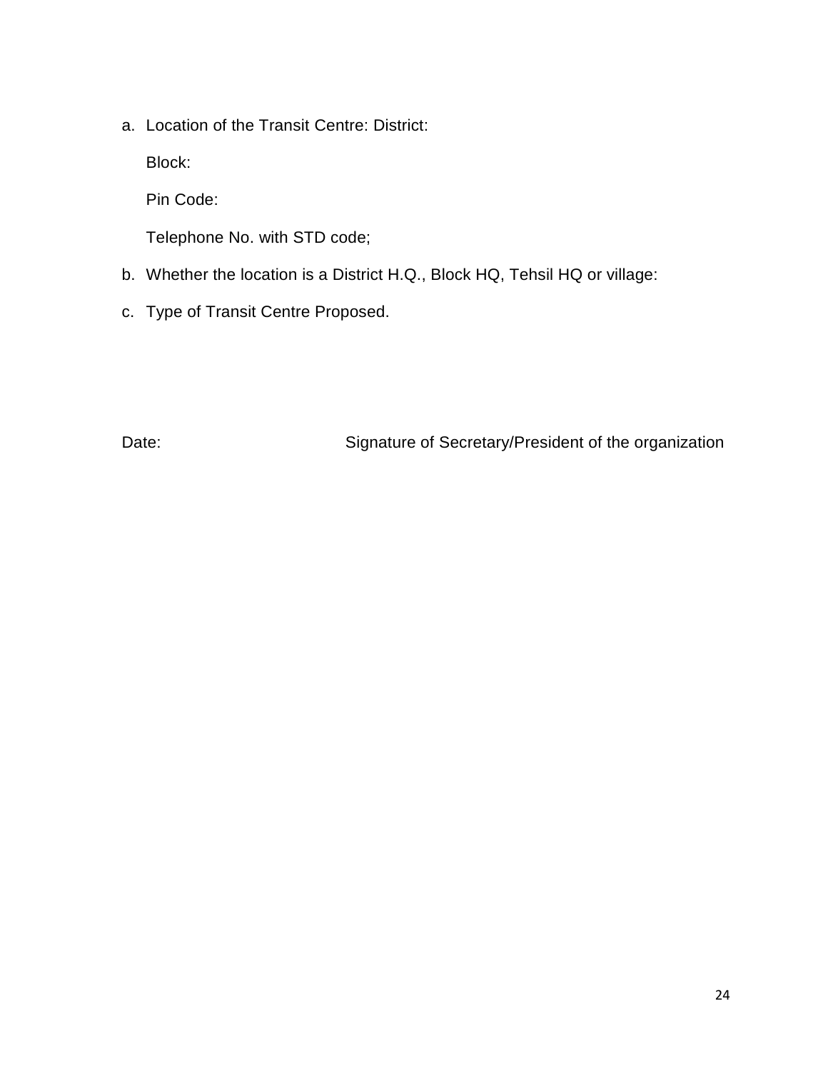a. Location of the Transit Centre: District:

   Block:

   Pin Code:

   Telephone No. with STD code;

b. Whether the location is a District H.Q., Block HQ, Tehsil HQ or village:

c. Type of Transit Centre Proposed.

Date: Signature of Secretary/President of the organization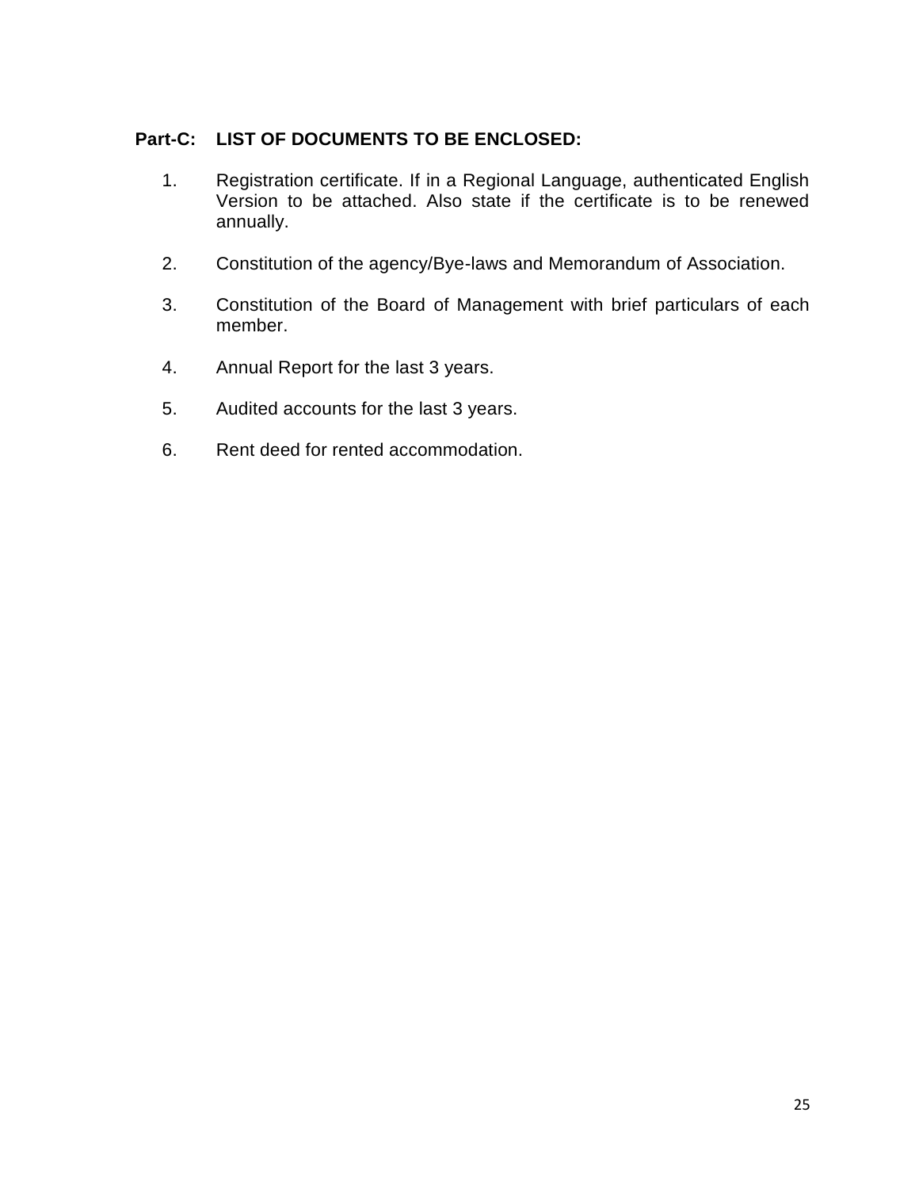**Part-C: LIST OF DOCUMENTS TO BE ENCLOSED:**

1. Registration certificate. If in a Regional Language, authenticated English Version to be attached. Also state if the certificate is to be renewed annually.

2. Constitution of the agency/Bye-laws and Memorandum of Association.

3. Constitution of the Board of Management with brief particulars of each member.

4. Annual Report for the last 3 years.

5. Audited accounts for the last 3 years.

6. Rent deed for rented accommodation.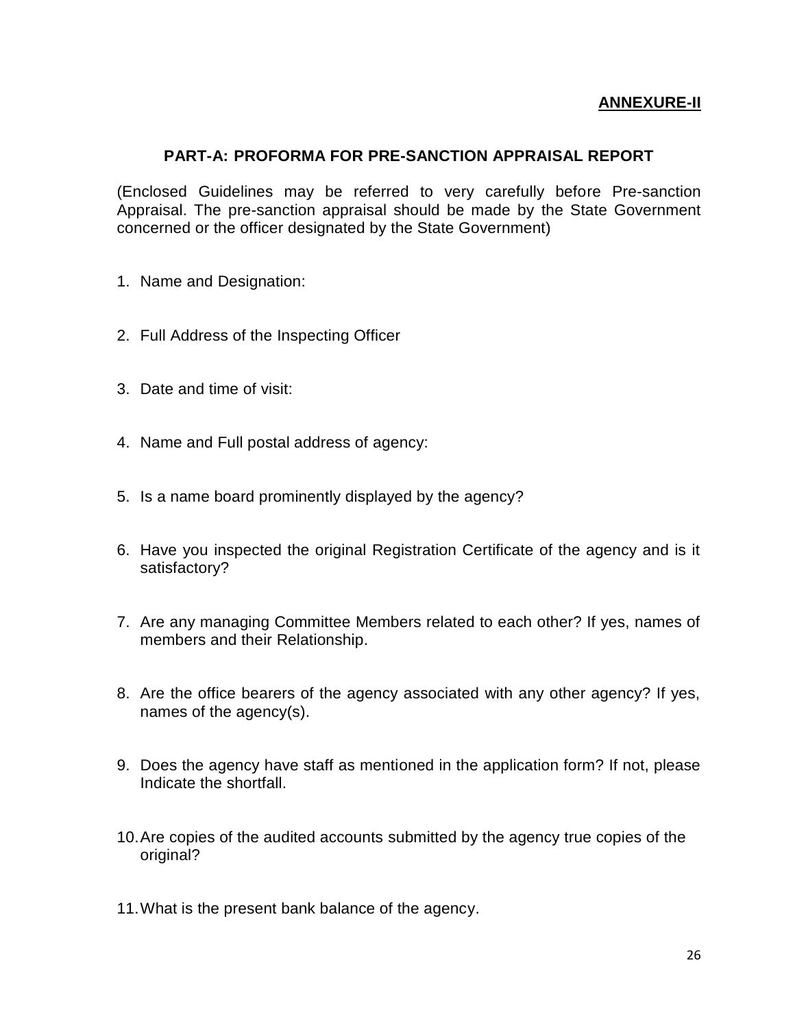**ANNEXURE-II**

## PART-A: PROFORMA FOR PRE-SANCTION APPRAISAL REPORT

(Enclosed Guidelines may be referred to very carefully before Pre-sanction Appraisal. The pre-sanction appraisal should be made by the State Government concerned or the officer designated by the State Government)

1. Name and Designation:

2. Full Address of the Inspecting Officer

3. Date and time of visit:

4. Name and Full postal address of agency:

5. Is a name board prominently displayed by the agency?

6. Have you inspected the original Registration Certificate of the agency and is it satisfactory?

7. Are any managing Committee Members related to each other? If yes, names of members and their Relationship.

8. Are the office bearers of the agency associated with any other agency? If yes, names of the agency(s).

9. Does the agency have staff as mentioned in the application form? If not, please Indicate the shortfall.

10. Are copies of the audited accounts submitted by the agency true copies of the original?

11. What is the present bank balance of the agency.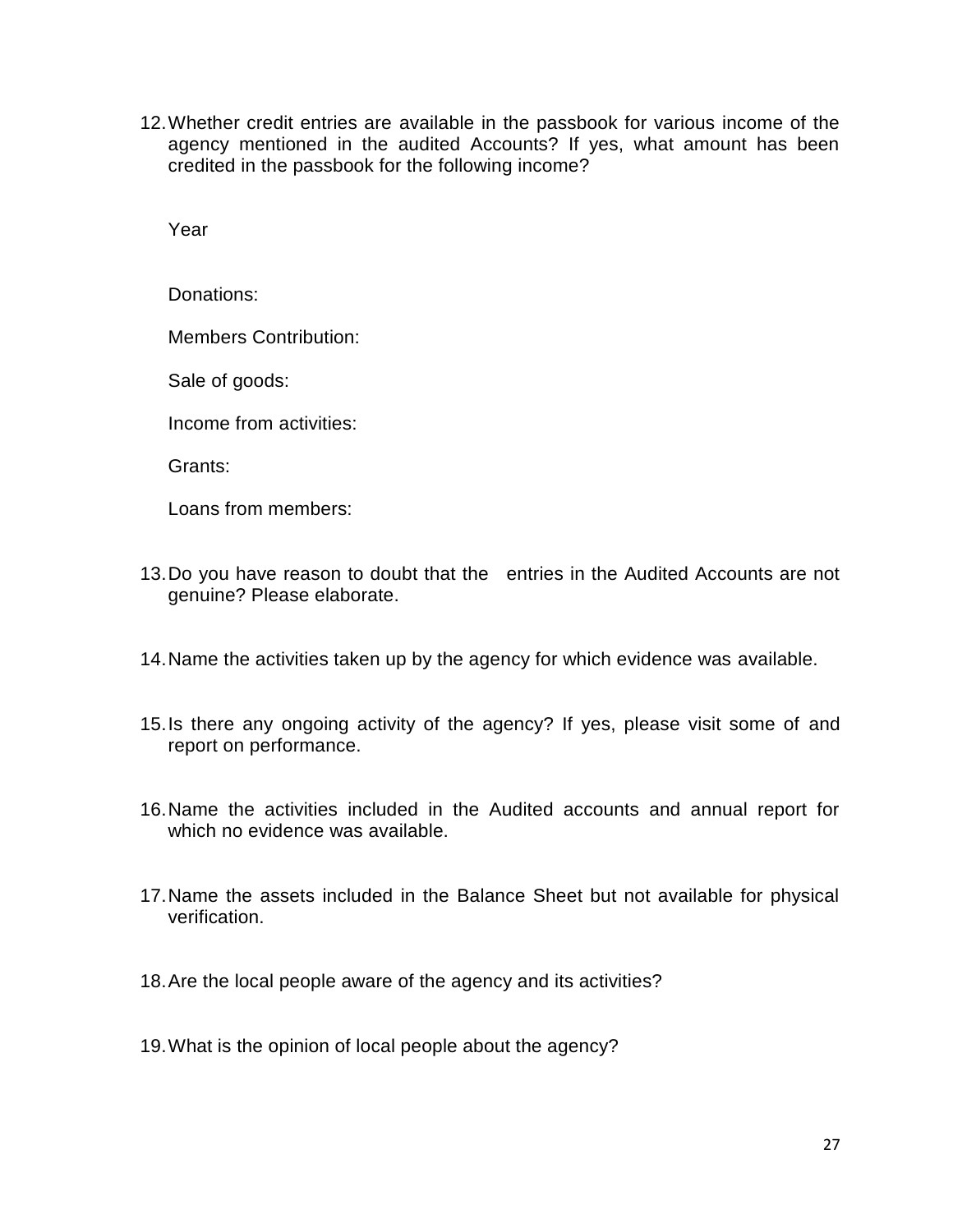12. Whether credit entries are available in the passbook for various income of the agency mentioned in the audited Accounts? If yes, what amount has been credited in the passbook for the following income?

    Year

    Donations:

    Members Contribution:

    Sale of goods:

    Income from activities:

    Grants:

    Loans from members:

13. Do you have reason to doubt that the entries in the Audited Accounts are not genuine? Please elaborate.

14. Name the activities taken up by the agency for which evidence was available.

15. Is there any ongoing activity of the agency? If yes, please visit some of and report on performance.

16. Name the activities included in the Audited accounts and annual report for which no evidence was available.

17. Name the assets included in the Balance Sheet but not available for physical verification.

18. Are the local people aware of the agency and its activities?

19. What is the opinion of local people about the agency?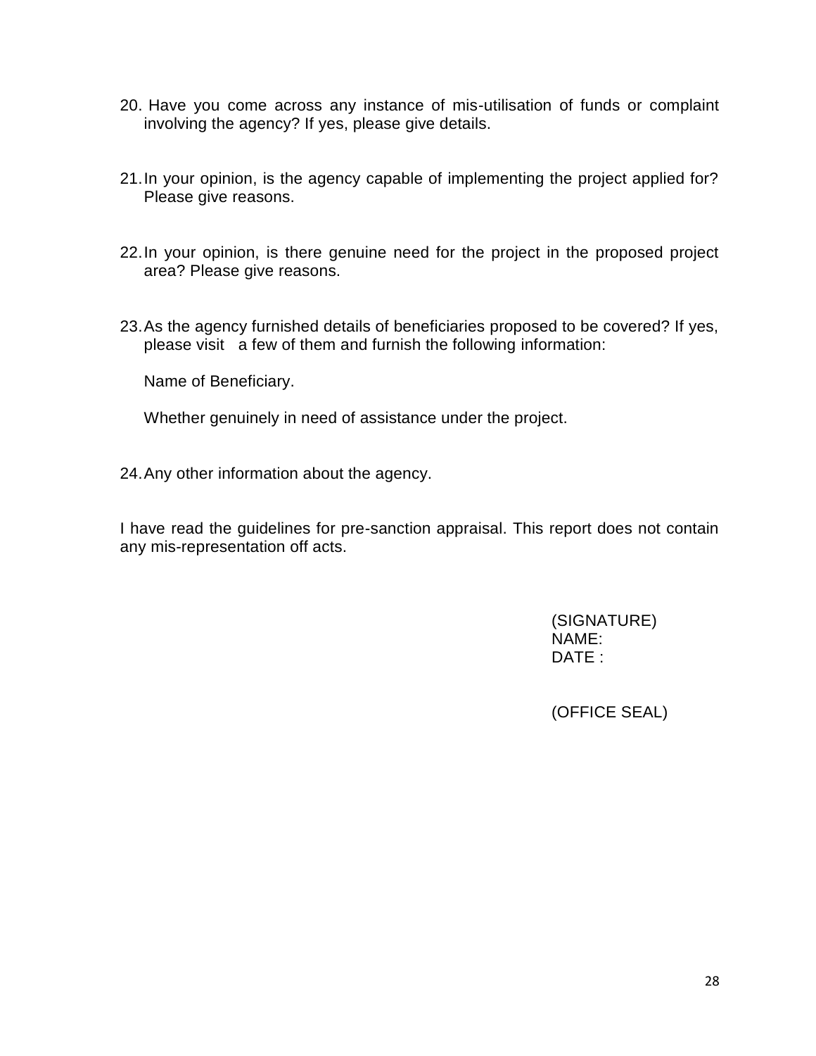20. Have you come across any instance of mis-utilisation of funds or complaint involving the agency? If yes, please give details.

21. In your opinion, is the agency capable of implementing the project applied for? Please give reasons.

22. In your opinion, is there genuine need for the project in the proposed project area? Please give reasons.

23. As the agency furnished details of beneficiaries proposed to be covered? If yes, please visit a few of them and furnish the following information:

    Name of Beneficiary.

    Whether genuinely in need of assistance under the project.

24. Any other information about the agency.

I have read the guidelines for pre-sanction appraisal. This report does not contain any mis-representation off acts.

(SIGNATURE)
NAME:
DATE :

(OFFICE SEAL)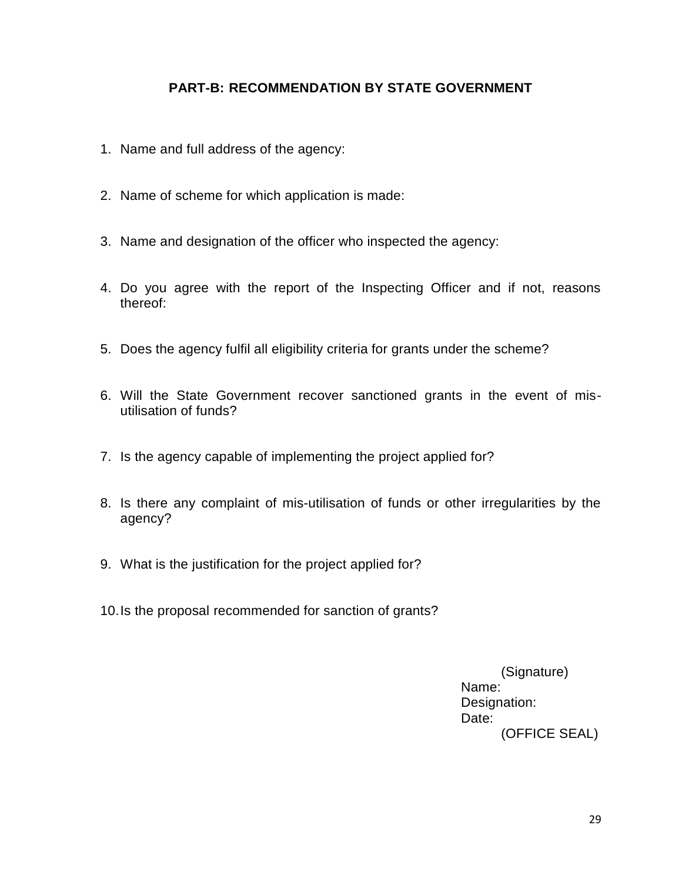## PART-B: RECOMMENDATION BY STATE GOVERNMENT

1. Name and full address of the agency:

2. Name of scheme for which application is made:

3. Name and designation of the officer who inspected the agency:

4. Do you agree with the report of the Inspecting Officer and if not, reasons thereof:

5. Does the agency fulfil all eligibility criteria for grants under the scheme?

6. Will the State Government recover sanctioned grants in the event of mis-utilisation of funds?

7. Is the agency capable of implementing the project applied for?

8. Is there any complaint of mis-utilisation of funds or other irregularities by the agency?

9. What is the justification for the project applied for?

10. Is the proposal recommended for sanction of grants?

(Signature)
Name:
Designation:
Date:
(OFFICE SEAL)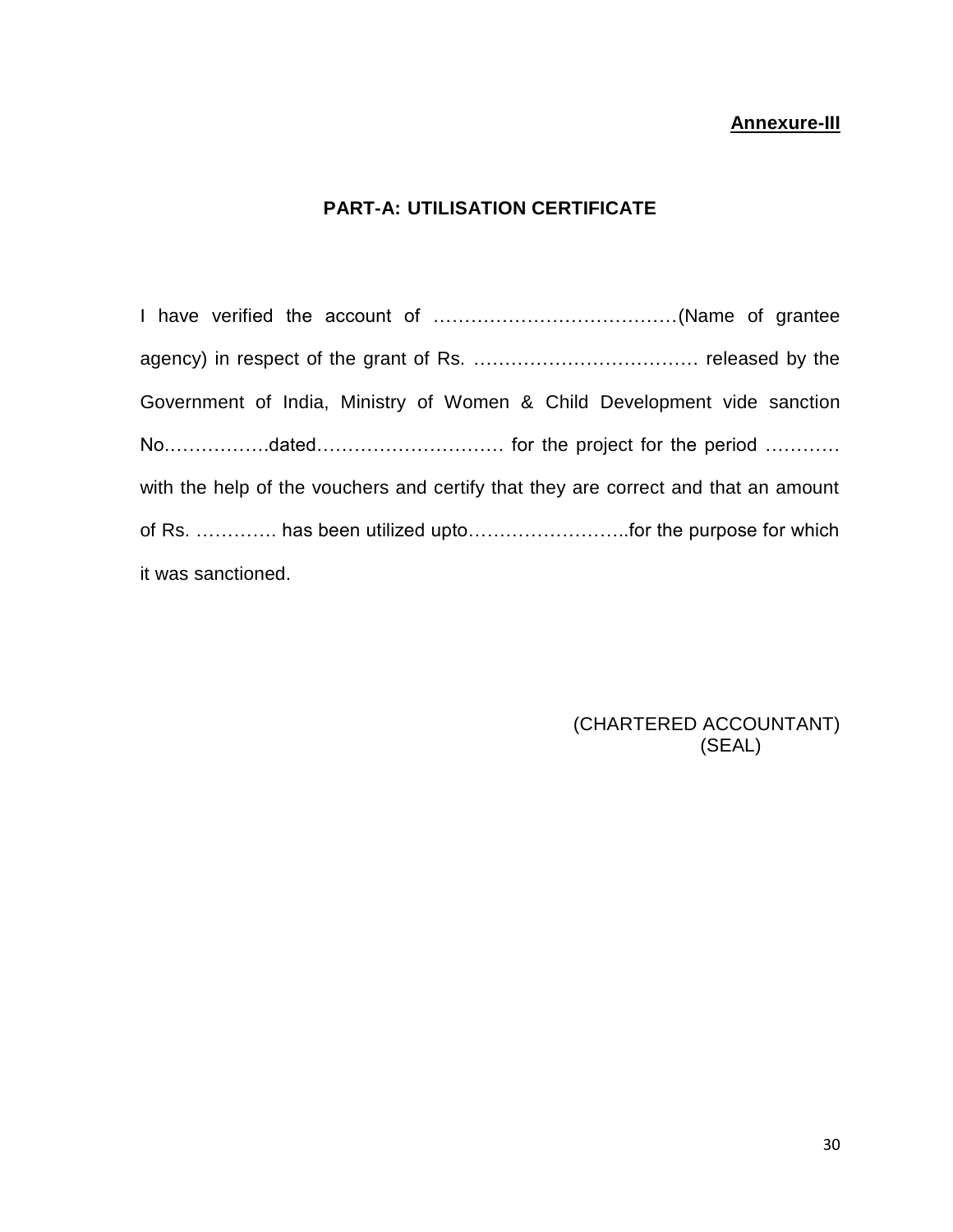**Annexure-III**

## PART-A: UTILISATION CERTIFICATE

I have verified the account of …………………………………(Name of grantee agency) in respect of the grant of Rs. ………………………………. released by the Government of India, Ministry of Women & Child Development vide sanction No…………….dated………………………… for the project for the period ………… with the help of the vouchers and certify that they are correct and that an amount of Rs. …………. has been utilized upto……………………..for the purpose for which it was sanctioned.

(CHARTERED ACCOUNTANT)
(SEAL)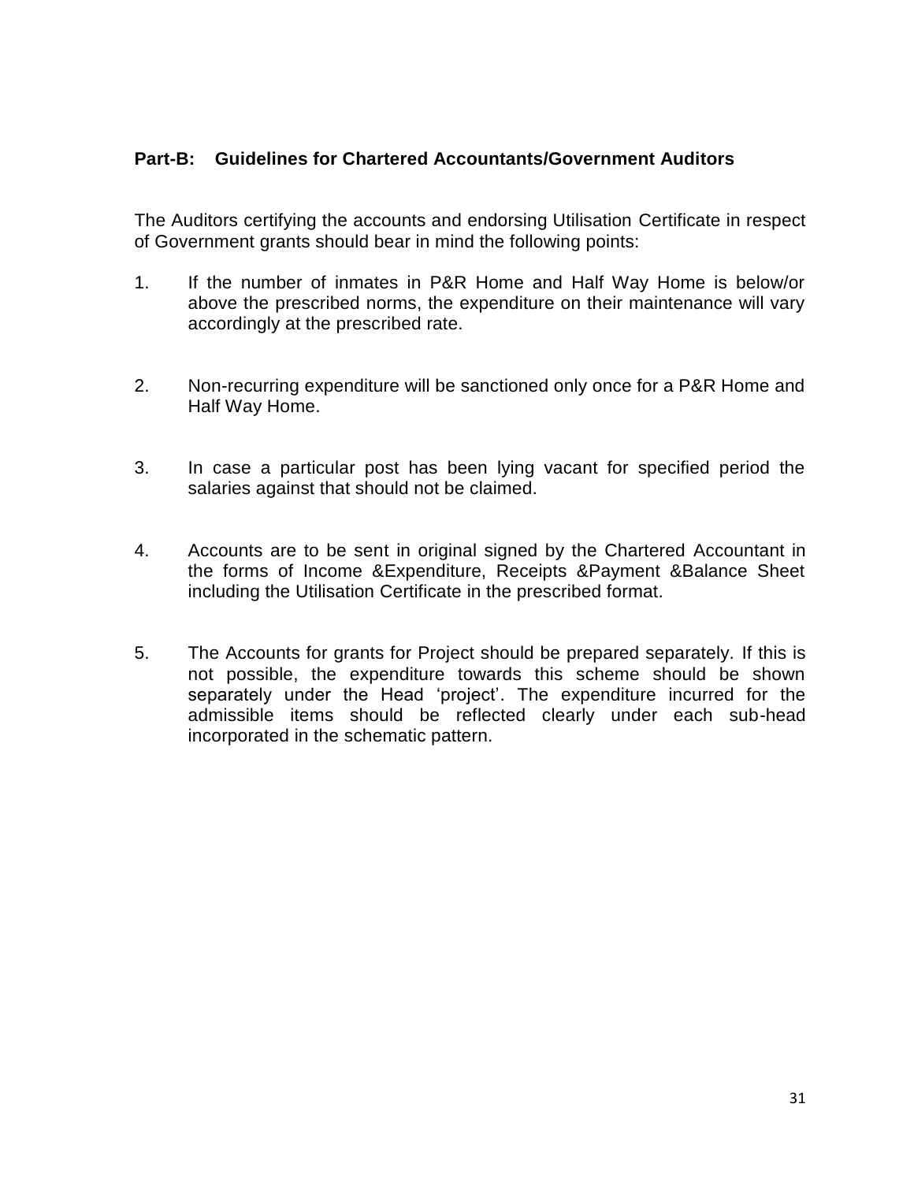## Part-B: Guidelines for Chartered Accountants/Government Auditors

The Auditors certifying the accounts and endorsing Utilisation Certificate in respect of Government grants should bear in mind the following points:

1. If the number of inmates in P&R Home and Half Way Home is below/or above the prescribed norms, the expenditure on their maintenance will vary accordingly at the prescribed rate.

2. Non-recurring expenditure will be sanctioned only once for a P&R Home and Half Way Home.

3. In case a particular post has been lying vacant for specified period the salaries against that should not be claimed.

4. Accounts are to be sent in original signed by the Chartered Accountant in the forms of Income &Expenditure, Receipts &Payment &Balance Sheet including the Utilisation Certificate in the prescribed format.

5. The Accounts for grants for Project should be prepared separately. If this is not possible, the expenditure towards this scheme should be shown separately under the Head 'project'. The expenditure incurred for the admissible items should be reflected clearly under each sub-head incorporated in the schematic pattern.